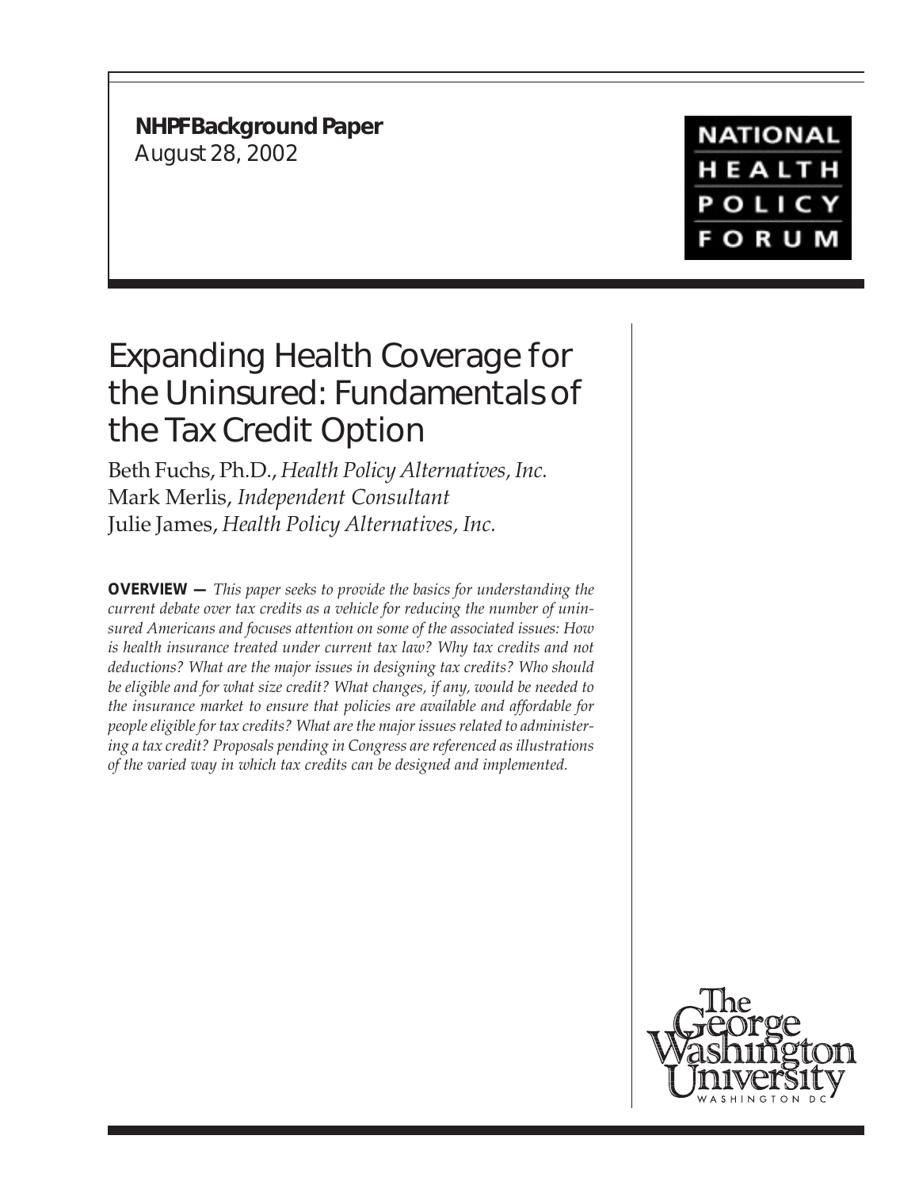**NHPF Background Paper**
August 28, 2002

NATIONAL HEALTH POLICY FORUM

# Expanding Health Coverage for the Uninsured: Fundamentals of the Tax Credit Option

Beth Fuchs, Ph.D., *Health Policy Alternatives, Inc.*
Mark Merlis, *Independent Consultant*
Julie James, *Health Policy Alternatives, Inc.*

**OVERVIEW —** *This paper seeks to provide the basics for understanding the current debate over tax credits as a vehicle for reducing the number of uninsured Americans and focuses attention on some of the associated issues: How is health insurance treated under current tax law? Why tax credits and not deductions? What are the major issues in designing tax credits? Who should be eligible and for what size credit? What changes, if any, would be needed to the insurance market to ensure that policies are available and affordable for people eligible for tax credits? What are the major issues related to administering a tax credit? Proposals pending in Congress are referenced as illustrations of the varied way in which tax credits can be designed and implemented.*

The George Washington University
WASHINGTON DC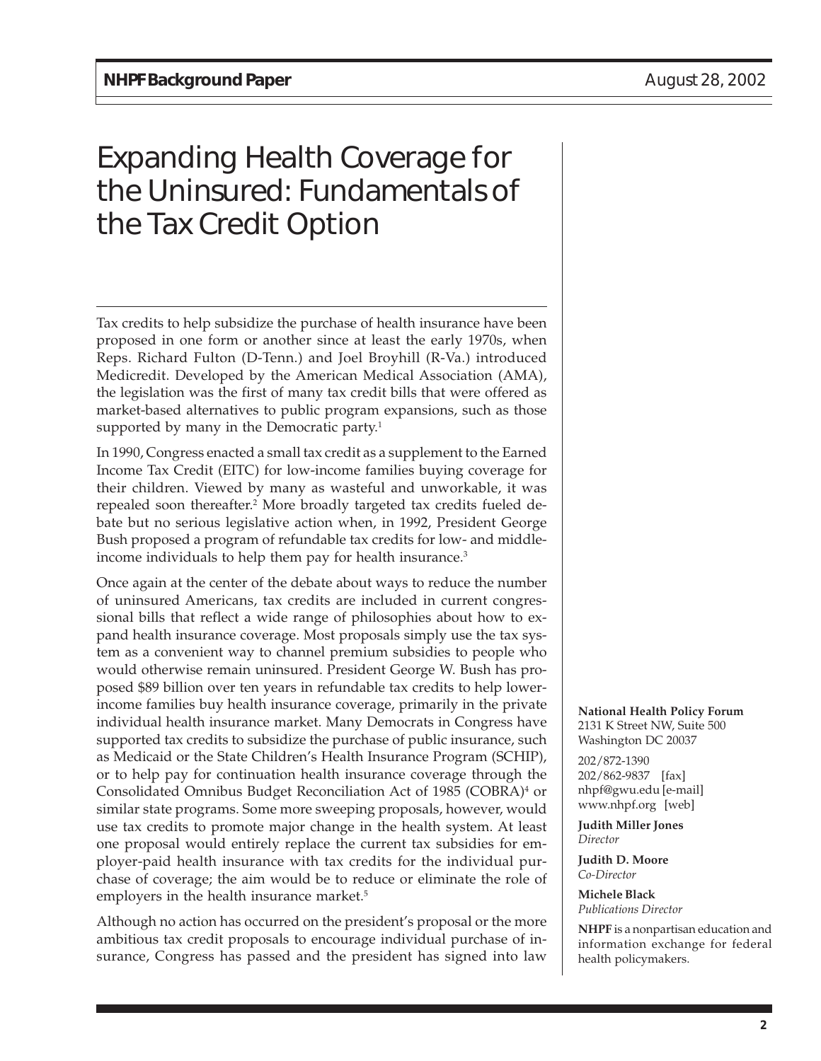# Expanding Health Coverage for the Uninsured: Fundamentals of the Tax Credit Option

Tax credits to help subsidize the purchase of health insurance have been proposed in one form or another since at least the early 1970s, when Reps. Richard Fulton (D-Tenn.) and Joel Broyhill (R-Va.) introduced Medicredit. Developed by the American Medical Association (AMA), the legislation was the first of many tax credit bills that were offered as market-based alternatives to public program expansions, such as those supported by many in the Democratic party.[1]

In 1990, Congress enacted a small tax credit as a supplement to the Earned Income Tax Credit (EITC) for low-income families buying coverage for their children. Viewed by many as wasteful and unworkable, it was repealed soon thereafter.[2] More broadly targeted tax credits fueled debate but no serious legislative action when, in 1992, President George Bush proposed a program of refundable tax credits for low- and middle-income individuals to help them pay for health insurance.[3]

Once again at the center of the debate about ways to reduce the number of uninsured Americans, tax credits are included in current congressional bills that reflect a wide range of philosophies about how to expand health insurance coverage. Most proposals simply use the tax system as a convenient way to channel premium subsidies to people who would otherwise remain uninsured. President George W. Bush has proposed $89 billion over ten years in refundable tax credits to help lower-income families buy health insurance coverage, primarily in the private individual health insurance market. Many Democrats in Congress have supported tax credits to subsidize the purchase of public insurance, such as Medicaid or the State Children's Health Insurance Program (SCHIP), or to help pay for continuation health insurance coverage through the Consolidated Omnibus Budget Reconciliation Act of 1985 (COBRA)[4] or similar state programs. Some more sweeping proposals, however, would use tax credits to promote major change in the health system. At least one proposal would entirely replace the current tax subsidies for employer-paid health insurance with tax credits for the individual purchase of coverage; the aim would be to reduce or eliminate the role of employers in the health insurance market.[5]

Although no action has occurred on the president's proposal or the more ambitious tax credit proposals to encourage individual purchase of insurance, Congress has passed and the president has signed into law

**National Health Policy Forum**
2131 K Street NW, Suite 500
Washington DC 20037

202/872-1390
202/862-9837 [fax]
nhpf@gwu.edu [e-mail]
www.nhpf.org [web]

**Judith Miller Jones**
*Director*

**Judith D. Moore**
*Co-Director*

**Michele Black**
*Publications Director*

**NHPF** is a nonpartisan education and information exchange for federal health policymakers.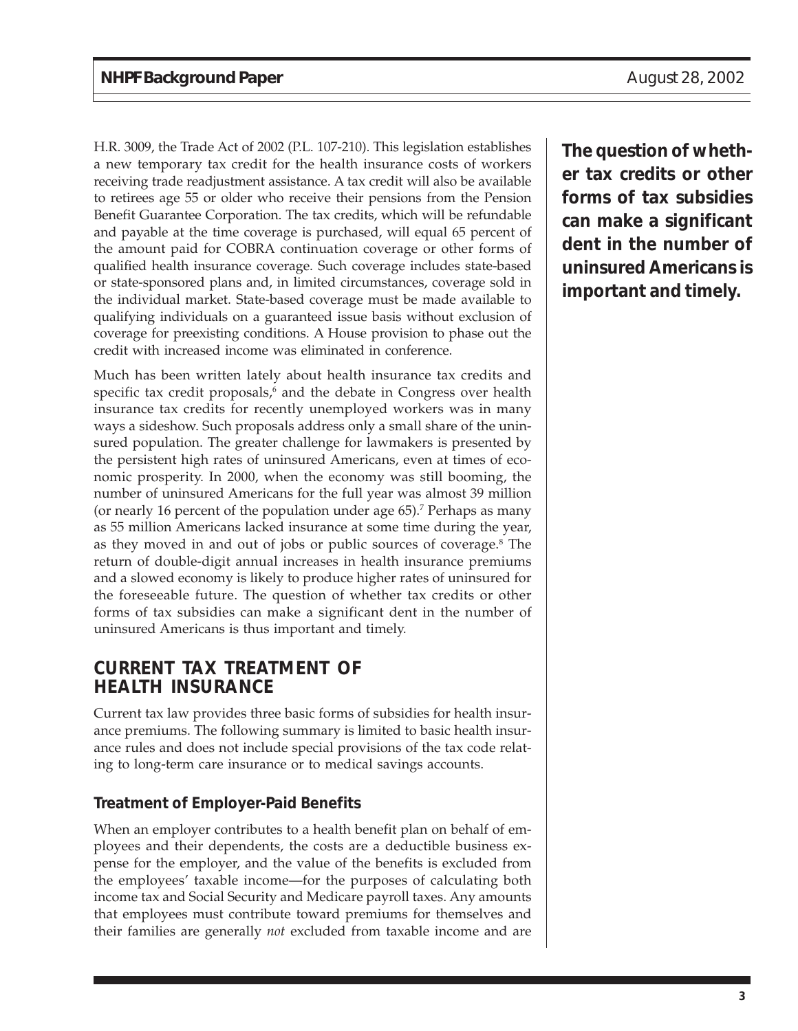H.R. 3009, the Trade Act of 2002 (P.L. 107-210). This legislation establishes a new temporary tax credit for the health insurance costs of workers receiving trade readjustment assistance. A tax credit will also be available to retirees age 55 or older who receive their pensions from the Pension Benefit Guarantee Corporation. The tax credits, which will be refundable and payable at the time coverage is purchased, will equal 65 percent of the amount paid for COBRA continuation coverage or other forms of qualified health insurance coverage. Such coverage includes state-based or state-sponsored plans and, in limited circumstances, coverage sold in the individual market. State-based coverage must be made available to qualifying individuals on a guaranteed issue basis without exclusion of coverage for preexisting conditions. A House provision to phase out the credit with increased income was eliminated in conference.

Much has been written lately about health insurance tax credits and specific tax credit proposals,[6] and the debate in Congress over health insurance tax credits for recently unemployed workers was in many ways a sideshow. Such proposals address only a small share of the uninsured population. The greater challenge for lawmakers is presented by the persistent high rates of uninsured Americans, even at times of economic prosperity. In 2000, when the economy was still booming, the number of uninsured Americans for the full year was almost 39 million (or nearly 16 percent of the population under age 65).[7] Perhaps as many as 55 million Americans lacked insurance at some time during the year, as they moved in and out of jobs or public sources of coverage.[8] The return of double-digit annual increases in health insurance premiums and a slowed economy is likely to produce higher rates of uninsured for the foreseeable future. The question of whether tax credits or other forms of tax subsidies can make a significant dent in the number of uninsured Americans is thus important and timely.

**The question of whether tax credits or other forms of tax subsidies can make a significant dent in the number of uninsured Americans is important and timely.**

## CURRENT TAX TREATMENT OF HEALTH INSURANCE

Current tax law provides three basic forms of subsidies for health insurance premiums. The following summary is limited to basic health insurance rules and does not include special provisions of the tax code relating to long-term care insurance or to medical savings accounts.

### Treatment of Employer-Paid Benefits

When an employer contributes to a health benefit plan on behalf of employees and their dependents, the costs are a deductible business expense for the employer, and the value of the benefits is excluded from the employees' taxable income—for the purposes of calculating both income tax and Social Security and Medicare payroll taxes. Any amounts that employees must contribute toward premiums for themselves and their families are generally *not* excluded from taxable income and are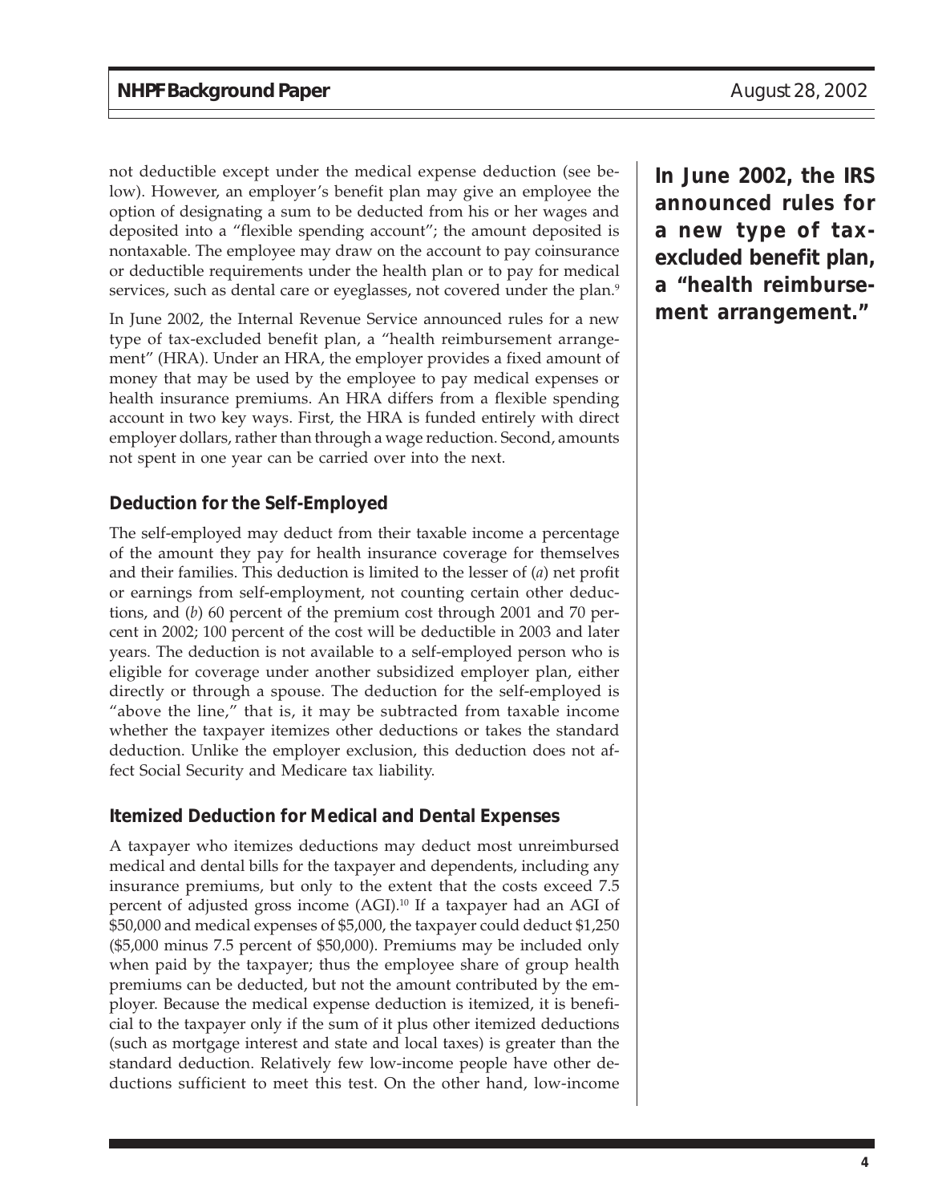not deductible except under the medical expense deduction (see below). However, an employer's benefit plan may give an employee the option of designating a sum to be deducted from his or her wages and deposited into a "flexible spending account"; the amount deposited is nontaxable. The employee may draw on the account to pay coinsurance or deductible requirements under the health plan or to pay for medical services, such as dental care or eyeglasses, not covered under the plan.[9]

In June 2002, the Internal Revenue Service announced rules for a new type of tax-excluded benefit plan, a "health reimbursement arrangement" (HRA). Under an HRA, the employer provides a fixed amount of money that may be used by the employee to pay medical expenses or health insurance premiums. An HRA differs from a flexible spending account in two key ways. First, the HRA is funded entirely with direct employer dollars, rather than through a wage reduction. Second, amounts not spent in one year can be carried over into the next.

**In June 2002, the IRS announced rules for a new type of tax-excluded benefit plan, a "health reimbursement arrangement."**

### Deduction for the Self-Employed

The self-employed may deduct from their taxable income a percentage of the amount they pay for health insurance coverage for themselves and their families. This deduction is limited to the lesser of (*a*) net profit or earnings from self-employment, not counting certain other deductions, and (*b*) 60 percent of the premium cost through 2001 and 70 percent in 2002; 100 percent of the cost will be deductible in 2003 and later years. The deduction is not available to a self-employed person who is eligible for coverage under another subsidized employer plan, either directly or through a spouse. The deduction for the self-employed is "above the line," that is, it may be subtracted from taxable income whether the taxpayer itemizes other deductions or takes the standard deduction. Unlike the employer exclusion, this deduction does not affect Social Security and Medicare tax liability.

### Itemized Deduction for Medical and Dental Expenses

A taxpayer who itemizes deductions may deduct most unreimbursed medical and dental bills for the taxpayer and dependents, including any insurance premiums, but only to the extent that the costs exceed 7.5 percent of adjusted gross income (AGI).[10] If a taxpayer had an AGI of $50,000 and medical expenses of $5,000, the taxpayer could deduct $1,250 ($5,000 minus 7.5 percent of $50,000). Premiums may be included only when paid by the taxpayer; thus the employee share of group health premiums can be deducted, but not the amount contributed by the employer. Because the medical expense deduction is itemized, it is beneficial to the taxpayer only if the sum of it plus other itemized deductions (such as mortgage interest and state and local taxes) is greater than the standard deduction. Relatively few low-income people have other deductions sufficient to meet this test. On the other hand, low-income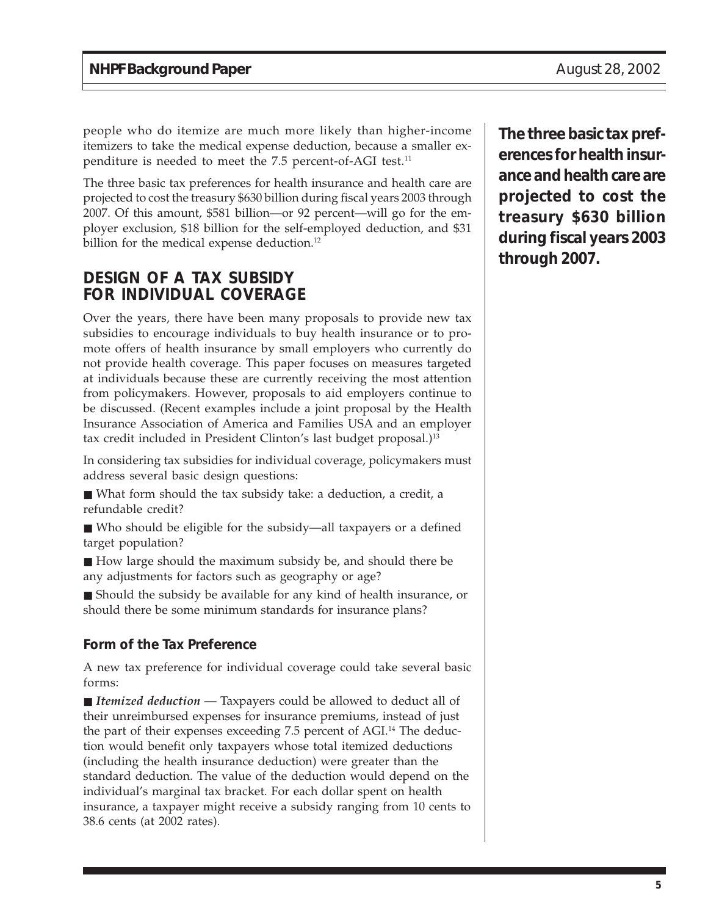people who do itemize are much more likely than higher-income itemizers to take the medical expense deduction, because a smaller expenditure is needed to meet the 7.5 percent-of-AGI test.[11]

The three basic tax preferences for health insurance and health care are projected to cost the treasury $630 billion during fiscal years 2003 through 2007. Of this amount, $581 billion—or 92 percent—will go for the employer exclusion, $18 billion for the self-employed deduction, and $31 billion for the medical expense deduction.[12]

**The three basic tax preferences for health insurance and health care are projected to cost the treasury $630 billion during fiscal years 2003 through 2007.**

## DESIGN OF A TAX SUBSIDY FOR INDIVIDUAL COVERAGE

Over the years, there have been many proposals to provide new tax subsidies to encourage individuals to buy health insurance or to promote offers of health insurance by small employers who currently do not provide health coverage. This paper focuses on measures targeted at individuals because these are currently receiving the most attention from policymakers. However, proposals to aid employers continue to be discussed. (Recent examples include a joint proposal by the Health Insurance Association of America and Families USA and an employer tax credit included in President Clinton's last budget proposal.)[13]

In considering tax subsidies for individual coverage, policymakers must address several basic design questions:

- What form should the tax subsidy take: a deduction, a credit, a refundable credit?
- Who should be eligible for the subsidy—all taxpayers or a defined target population?
- How large should the maximum subsidy be, and should there be any adjustments for factors such as geography or age?
- Should the subsidy be available for any kind of health insurance, or should there be some minimum standards for insurance plans?

### Form of the Tax Preference

A new tax preference for individual coverage could take several basic forms:

- *Itemized deduction* — Taxpayers could be allowed to deduct all of their unreimbursed expenses for insurance premiums, instead of just the part of their expenses exceeding 7.5 percent of AGI.[14] The deduction would benefit only taxpayers whose total itemized deductions (including the health insurance deduction) were greater than the standard deduction. The value of the deduction would depend on the individual's marginal tax bracket. For each dollar spent on health insurance, a taxpayer might receive a subsidy ranging from 10 cents to 38.6 cents (at 2002 rates).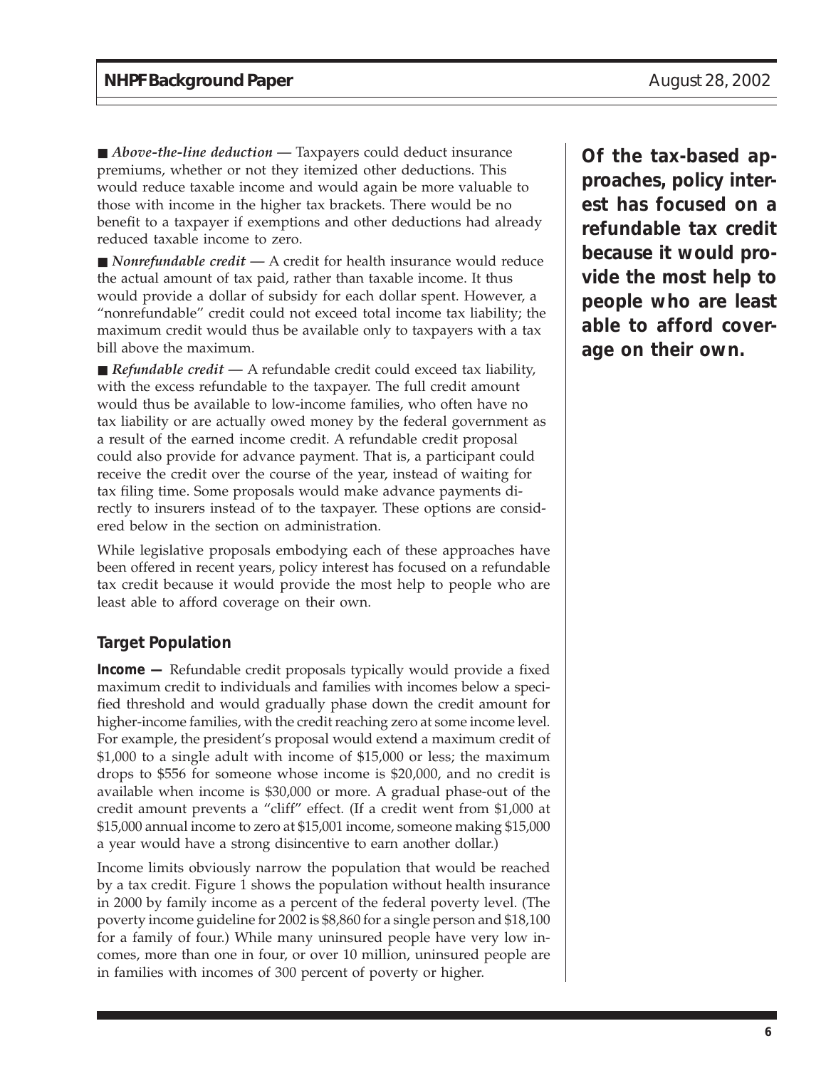■ *Above-the-line deduction* — Taxpayers could deduct insurance premiums, whether or not they itemized other deductions. This would reduce taxable income and would again be more valuable to those with income in the higher tax brackets. There would be no benefit to a taxpayer if exemptions and other deductions had already reduced taxable income to zero.

■ *Nonrefundable credit* — A credit for health insurance would reduce the actual amount of tax paid, rather than taxable income. It thus would provide a dollar of subsidy for each dollar spent. However, a "nonrefundable" credit could not exceed total income tax liability; the maximum credit would thus be available only to taxpayers with a tax bill above the maximum.

■ *Refundable credit* — A refundable credit could exceed tax liability, with the excess refundable to the taxpayer. The full credit amount would thus be available to low-income families, who often have no tax liability or are actually owed money by the federal government as a result of the earned income credit. A refundable credit proposal could also provide for advance payment. That is, a participant could receive the credit over the course of the year, instead of waiting for tax filing time. Some proposals would make advance payments directly to insurers instead of to the taxpayer. These options are considered below in the section on administration.

While legislative proposals embodying each of these approaches have been offered in recent years, policy interest has focused on a refundable tax credit because it would provide the most help to people who are least able to afford coverage on their own.

**Of the tax-based approaches, policy interest has focused on a refundable tax credit because it would provide the most help to people who are least able to afford coverage on their own.**

### Target Population

**Income —** Refundable credit proposals typically would provide a fixed maximum credit to individuals and families with incomes below a specified threshold and would gradually phase down the credit amount for higher-income families, with the credit reaching zero at some income level. For example, the president's proposal would extend a maximum credit of $1,000 to a single adult with income of $15,000 or less; the maximum drops to $556 for someone whose income is $20,000, and no credit is available when income is $30,000 or more. A gradual phase-out of the credit amount prevents a "cliff" effect. (If a credit went from $1,000 at $15,000 annual income to zero at $15,001 income, someone making $15,000 a year would have a strong disincentive to earn another dollar.)

Income limits obviously narrow the population that would be reached by a tax credit. Figure 1 shows the population without health insurance in 2000 by family income as a percent of the federal poverty level. (The poverty income guideline for 2002 is $8,860 for a single person and $18,100 for a family of four.) While many uninsured people have very low incomes, more than one in four, or over 10 million, uninsured people are in families with incomes of 300 percent of poverty or higher.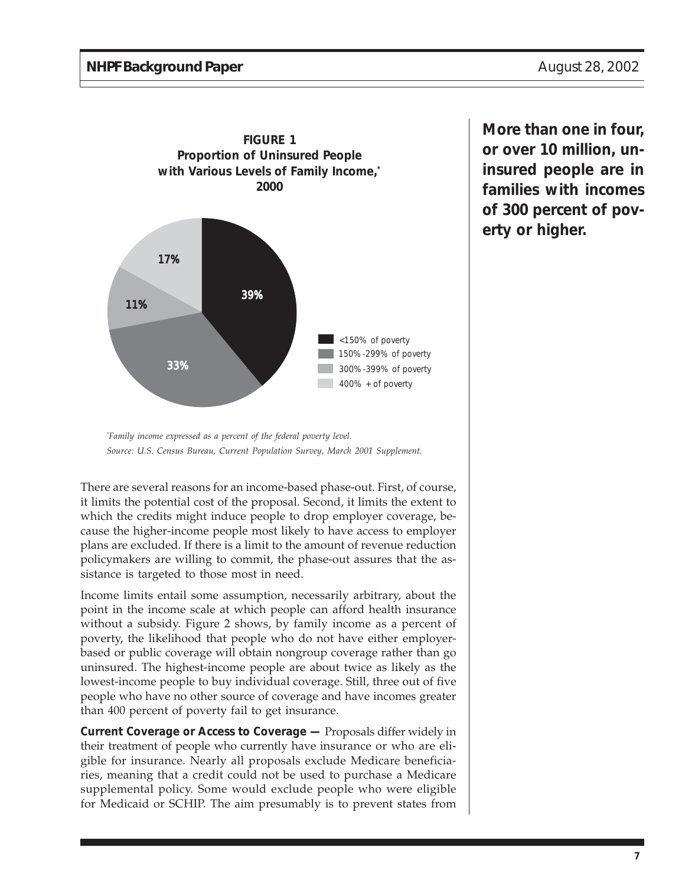**FIGURE 1**
**Proportion of Uninsured People with Various Levels of Family Income,* 2000**

| Family income | Percent |
|---|---|
| <150% of poverty | 39% |
| 150%-299% of poverty | 33% |
| 300%-399% of poverty | 11% |
| 400% + of poverty | 17% |

*Family income expressed as a percent of the federal poverty level.*
*Source: U.S. Census Bureau, Current Population Survey, March 2001 Supplement.*

**More than one in four, or over 10 million, uninsured people are in families with incomes of 300 percent of poverty or higher.**

There are several reasons for an income-based phase-out. First, of course, it limits the potential cost of the proposal. Second, it limits the extent to which the credits might induce people to drop employer coverage, because the higher-income people most likely to have access to employer plans are excluded. If there is a limit to the amount of revenue reduction policymakers are willing to commit, the phase-out assures that the assistance is targeted to those most in need.

Income limits entail some assumption, necessarily arbitrary, about the point in the income scale at which people can afford health insurance without a subsidy. Figure 2 shows, by family income as a percent of poverty, the likelihood that people who do not have either employer-based or public coverage will obtain nongroup coverage rather than go uninsured. The highest-income people are about twice as likely as the lowest-income people to buy individual coverage. Still, three out of five people who have no other source of coverage and have incomes greater than 400 percent of poverty fail to get insurance.

**Current Coverage or Access to Coverage —** Proposals differ widely in their treatment of people who currently have insurance or who are eligible for insurance. Nearly all proposals exclude Medicare beneficiaries, meaning that a credit could not be used to purchase a Medicare supplemental policy. Some would exclude people who were eligible for Medicaid or SCHIP. The aim presumably is to prevent states from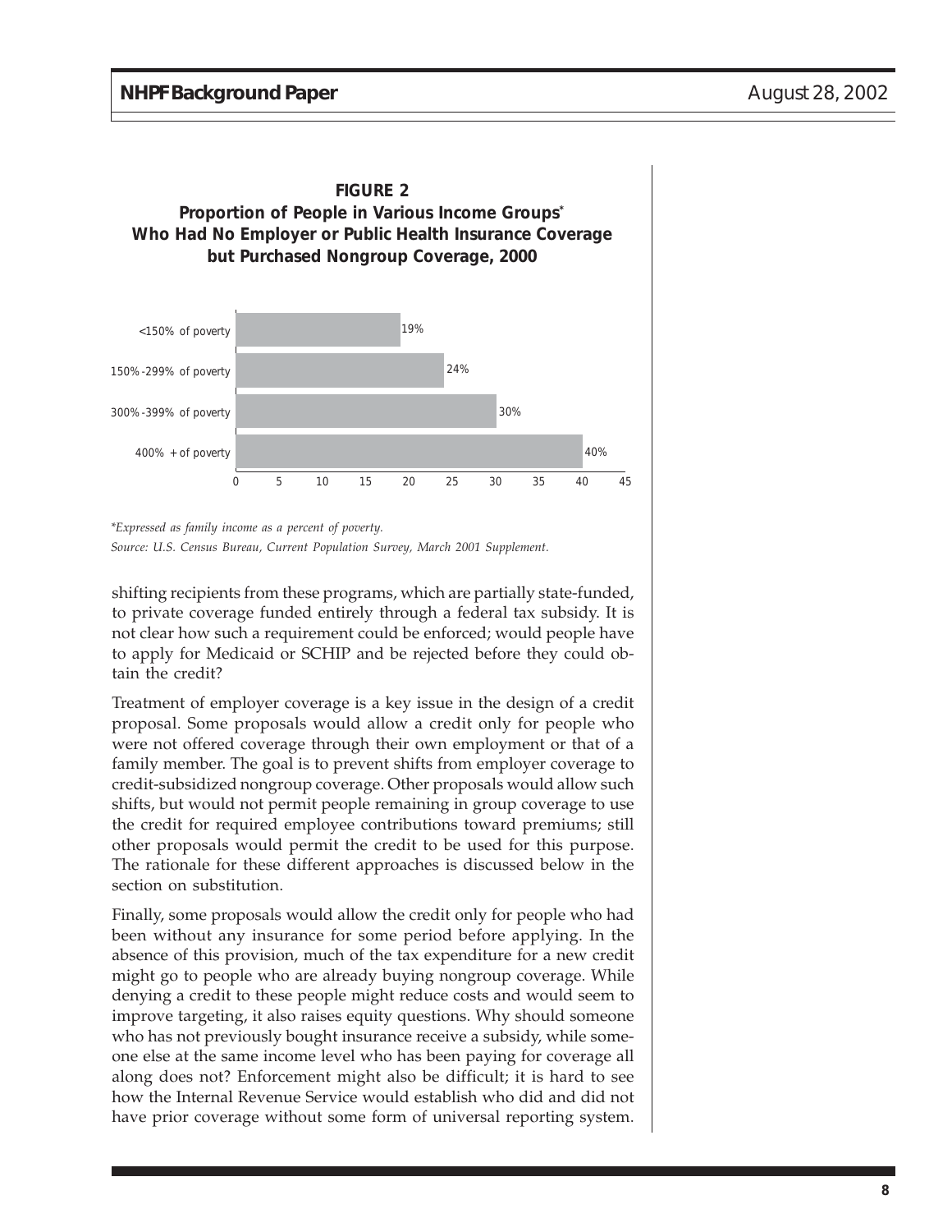**FIGURE 2**
**Proportion of People in Various Income Groups\***
**Who Had No Employer or Public Health Insurance Coverage but Purchased Nongroup Coverage, 2000**

| Income group | Percent |
|---|---|
| <150% of poverty | 19% |
| 150%-299% of poverty | 24% |
| 300%-399% of poverty | 30% |
| 400% + of poverty | 40% |

*\*Expressed as family income as a percent of poverty.*
*Source: U.S. Census Bureau, Current Population Survey, March 2001 Supplement.*

shifting recipients from these programs, which are partially state-funded, to private coverage funded entirely through a federal tax subsidy. It is not clear how such a requirement could be enforced; would people have to apply for Medicaid or SCHIP and be rejected before they could obtain the credit?

Treatment of employer coverage is a key issue in the design of a credit proposal. Some proposals would allow a credit only for people who were not offered coverage through their own employment or that of a family member. The goal is to prevent shifts from employer coverage to credit-subsidized nongroup coverage. Other proposals would allow such shifts, but would not permit people remaining in group coverage to use the credit for required employee contributions toward premiums; still other proposals would permit the credit to be used for this purpose. The rationale for these different approaches is discussed below in the section on substitution.

Finally, some proposals would allow the credit only for people who had been without any insurance for some period before applying. In the absence of this provision, much of the tax expenditure for a new credit might go to people who are already buying nongroup coverage. While denying a credit to these people might reduce costs and would seem to improve targeting, it also raises equity questions. Why should someone who has not previously bought insurance receive a subsidy, while someone else at the same income level who has been paying for coverage all along does not? Enforcement might also be difficult; it is hard to see how the Internal Revenue Service would establish who did and did not have prior coverage without some form of universal reporting system.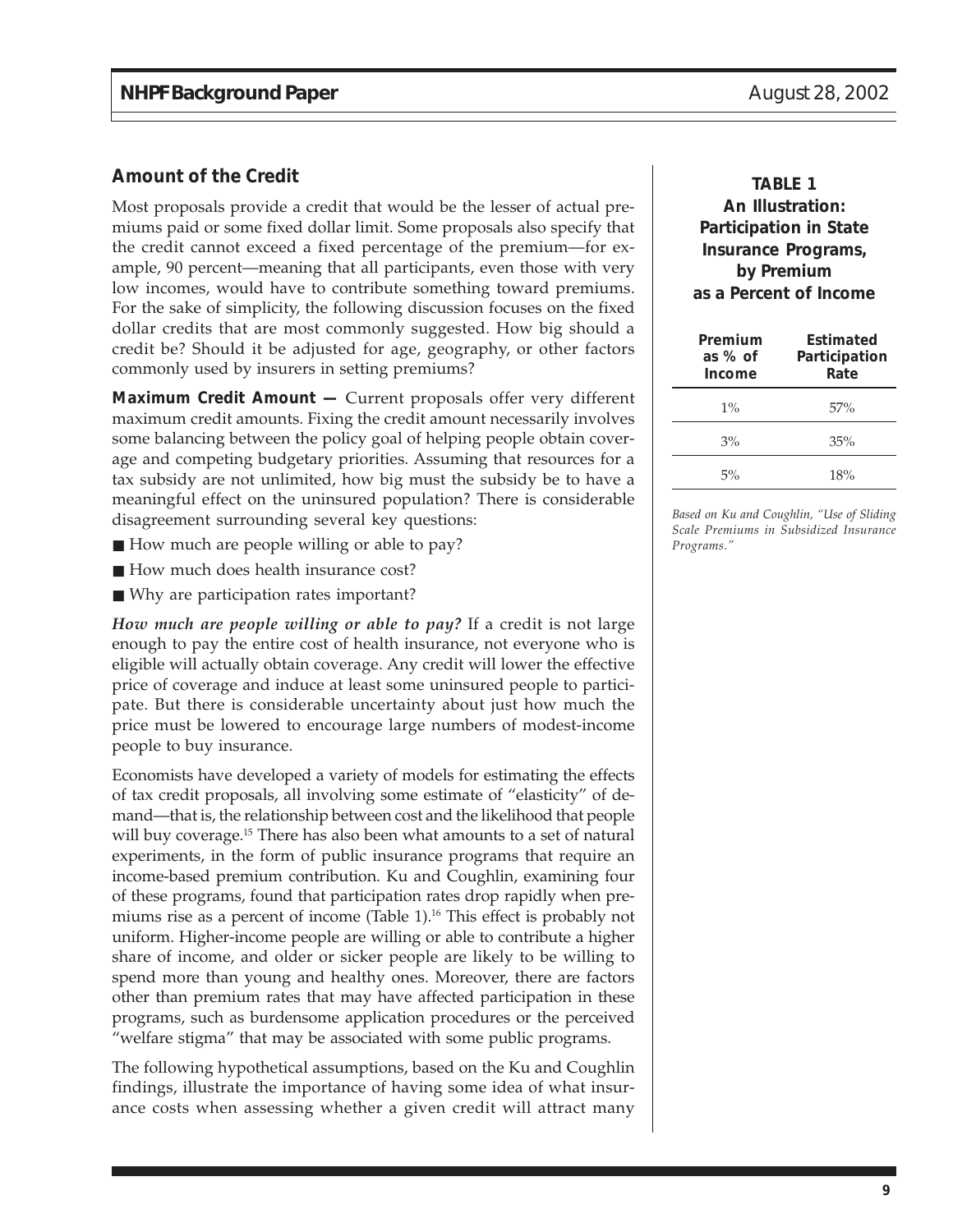## Amount of the Credit

Most proposals provide a credit that would be the lesser of actual premiums paid or some fixed dollar limit. Some proposals also specify that the credit cannot exceed a fixed percentage of the premium—for example, 90 percent—meaning that all participants, even those with very low incomes, would have to contribute something toward premiums. For the sake of simplicity, the following discussion focuses on the fixed dollar credits that are most commonly suggested. How big should a credit be? Should it be adjusted for age, geography, or other factors commonly used by insurers in setting premiums?

**Maximum Credit Amount —** Current proposals offer very different maximum credit amounts. Fixing the credit amount necessarily involves some balancing between the policy goal of helping people obtain coverage and competing budgetary priorities. Assuming that resources for a tax subsidy are not unlimited, how big must the subsidy be to have a meaningful effect on the uninsured population? There is considerable disagreement surrounding several key questions:

- How much are people willing or able to pay?
- How much does health insurance cost?
- Why are participation rates important?

***How much are people willing or able to pay?*** If a credit is not large enough to pay the entire cost of health insurance, not everyone who is eligible will actually obtain coverage. Any credit will lower the effective price of coverage and induce at least some uninsured people to participate. But there is considerable uncertainty about just how much the price must be lowered to encourage large numbers of modest-income people to buy insurance.

Economists have developed a variety of models for estimating the effects of tax credit proposals, all involving some estimate of "elasticity" of demand—that is, the relationship between cost and the likelihood that people will buy coverage.[15] There has also been what amounts to a set of natural experiments, in the form of public insurance programs that require an income-based premium contribution. Ku and Coughlin, examining four of these programs, found that participation rates drop rapidly when premiums rise as a percent of income (Table 1).[16] This effect is probably not uniform. Higher-income people are willing or able to contribute a higher share of income, and older or sicker people are likely to be willing to spend more than young and healthy ones. Moreover, there are factors other than premium rates that may have affected participation in these programs, such as burdensome application procedures or the perceived "welfare stigma" that may be associated with some public programs.

The following hypothetical assumptions, based on the Ku and Coughlin findings, illustrate the importance of having some idea of what insurance costs when assessing whether a given credit will attract many

**TABLE 1**
**An Illustration: Participation in State Insurance Programs, by Premium as a Percent of Income**

| Premium as % of Income | Estimated Participation Rate |
|---|---|
| 1% | 57% |
| 3% | 35% |
| 5% | 18% |

*Based on Ku and Coughlin, "Use of Sliding Scale Premiums in Subsidized Insurance Programs."*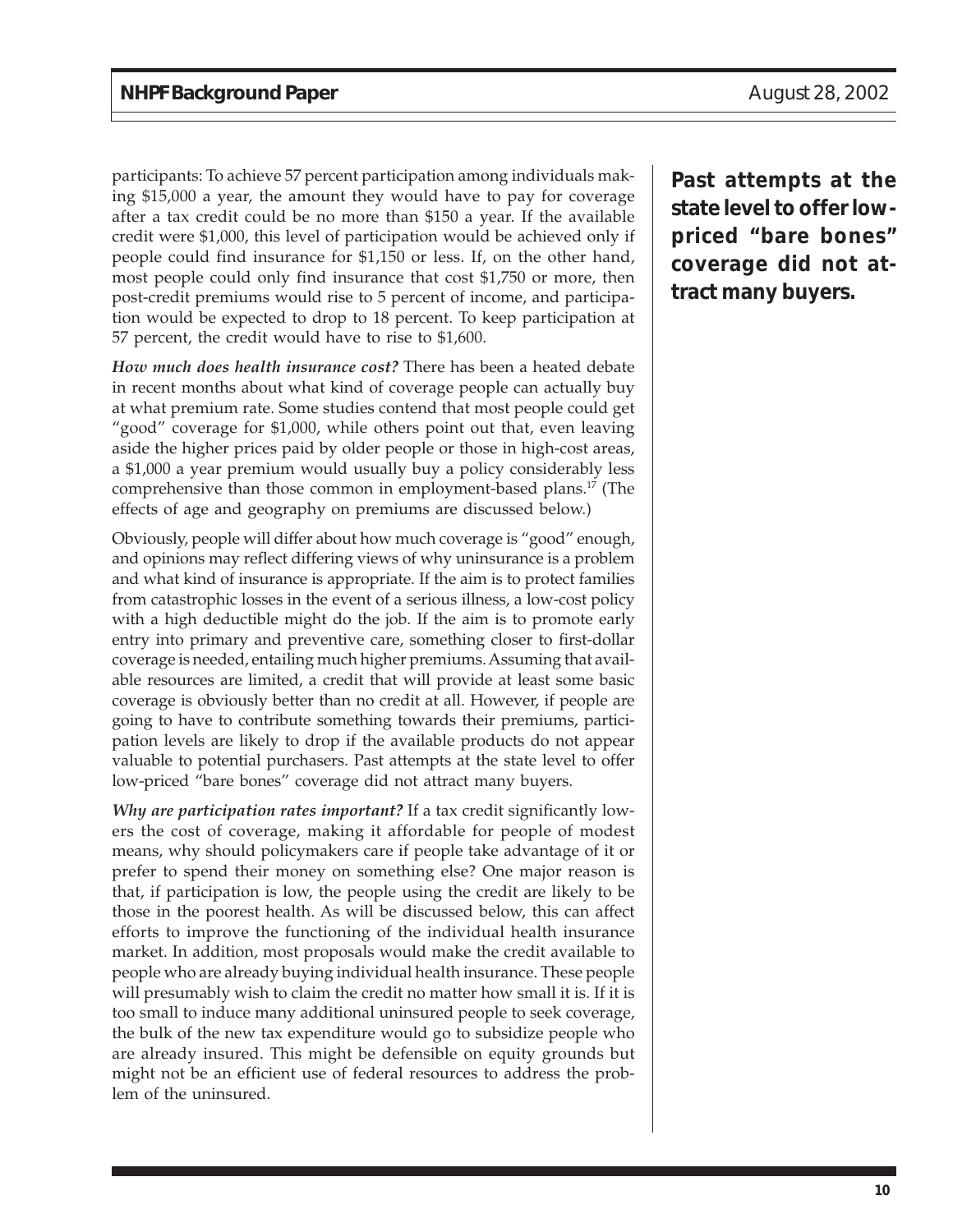participants: To achieve 57 percent participation among individuals making $15,000 a year, the amount they would have to pay for coverage after a tax credit could be no more than $150 a year. If the available credit were $1,000, this level of participation would be achieved only if people could find insurance for $1,150 or less. If, on the other hand, most people could only find insurance that cost $1,750 or more, then post-credit premiums would rise to 5 percent of income, and participation would be expected to drop to 18 percent. To keep participation at 57 percent, the credit would have to rise to $1,600.

***How much does health insurance cost?*** There has been a heated debate in recent months about what kind of coverage people can actually buy at what premium rate. Some studies contend that most people could get "good" coverage for $1,000, while others point out that, even leaving aside the higher prices paid by older people or those in high-cost areas, a $1,000 a year premium would usually buy a policy considerably less comprehensive than those common in employment-based plans.[17] (The effects of age and geography on premiums are discussed below.)

Obviously, people will differ about how much coverage is "good" enough, and opinions may reflect differing views of why uninsurance is a problem and what kind of insurance is appropriate. If the aim is to protect families from catastrophic losses in the event of a serious illness, a low-cost policy with a high deductible might do the job. If the aim is to promote early entry into primary and preventive care, something closer to first-dollar coverage is needed, entailing much higher premiums. Assuming that available resources are limited, a credit that will provide at least some basic coverage is obviously better than no credit at all. However, if people are going to have to contribute something towards their premiums, participation levels are likely to drop if the available products do not appear valuable to potential purchasers. Past attempts at the state level to offer low-priced "bare bones" coverage did not attract many buyers.

**Past attempts at the state level to offer low-priced "bare bones" coverage did not attract many buyers.**

***Why are participation rates important?*** If a tax credit significantly lowers the cost of coverage, making it affordable for people of modest means, why should policymakers care if people take advantage of it or prefer to spend their money on something else? One major reason is that, if participation is low, the people using the credit are likely to be those in the poorest health. As will be discussed below, this can affect efforts to improve the functioning of the individual health insurance market. In addition, most proposals would make the credit available to people who are already buying individual health insurance. These people will presumably wish to claim the credit no matter how small it is. If it is too small to induce many additional uninsured people to seek coverage, the bulk of the new tax expenditure would go to subsidize people who are already insured. This might be defensible on equity grounds but might not be an efficient use of federal resources to address the problem of the uninsured.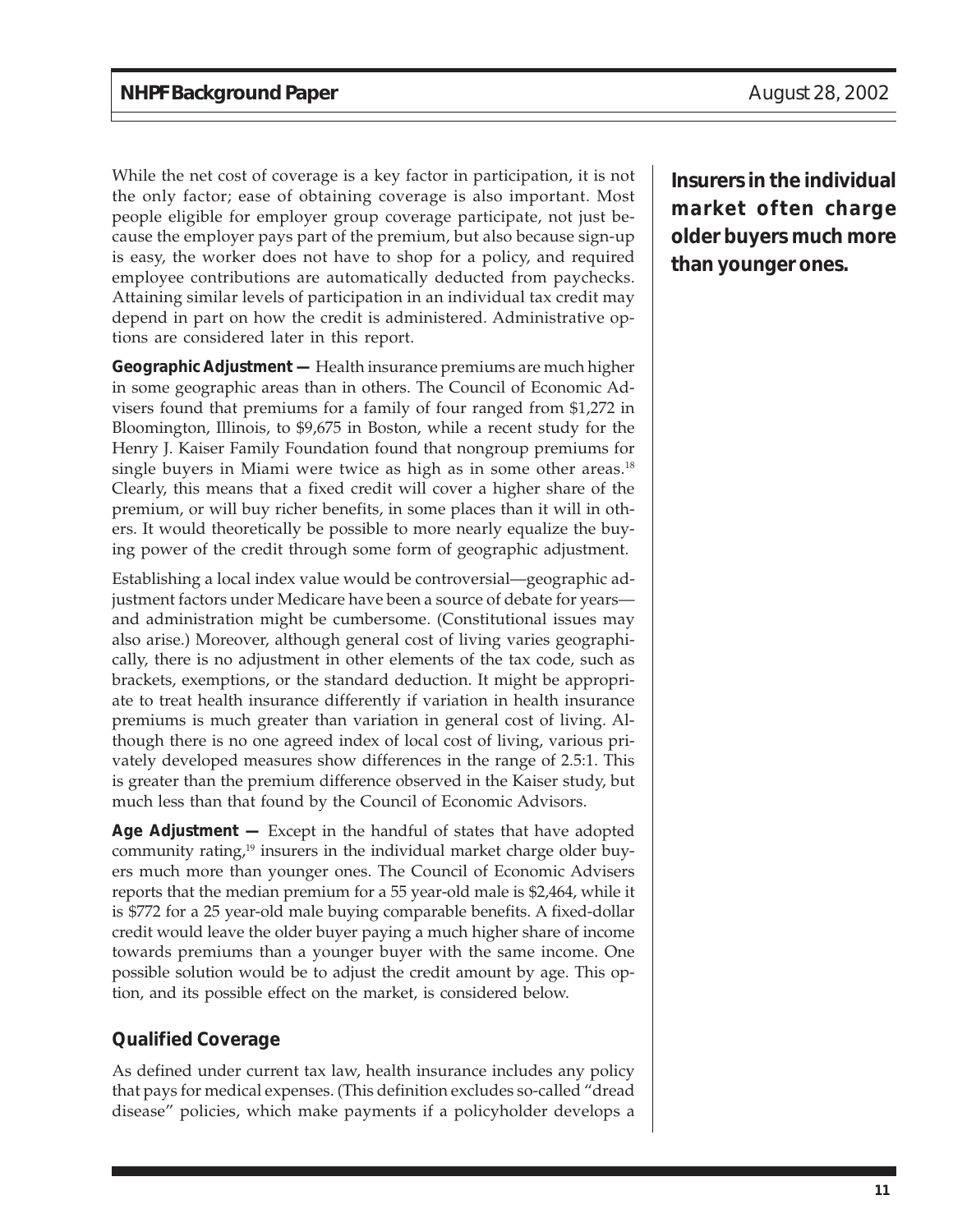While the net cost of coverage is a key factor in participation, it is not the only factor; ease of obtaining coverage is also important. Most people eligible for employer group coverage participate, not just because the employer pays part of the premium, but also because sign-up is easy, the worker does not have to shop for a policy, and required employee contributions are automatically deducted from paychecks. Attaining similar levels of participation in an individual tax credit may depend in part on how the credit is administered. Administrative options are considered later in this report.

**Insurers in the individual market often charge older buyers much more than younger ones.**

**Geographic Adjustment —** Health insurance premiums are much higher in some geographic areas than in others. The Council of Economic Advisers found that premiums for a family of four ranged from $1,272 in Bloomington, Illinois, to $9,675 in Boston, while a recent study for the Henry J. Kaiser Family Foundation found that nongroup premiums for single buyers in Miami were twice as high as in some other areas.[18] Clearly, this means that a fixed credit will cover a higher share of the premium, or will buy richer benefits, in some places than it will in others. It would theoretically be possible to more nearly equalize the buying power of the credit through some form of geographic adjustment.

Establishing a local index value would be controversial—geographic adjustment factors under Medicare have been a source of debate for years—and administration might be cumbersome. (Constitutional issues may also arise.) Moreover, although general cost of living varies geographically, there is no adjustment in other elements of the tax code, such as brackets, exemptions, or the standard deduction. It might be appropriate to treat health insurance differently if variation in health insurance premiums is much greater than variation in general cost of living. Although there is no one agreed index of local cost of living, various privately developed measures show differences in the range of 2.5:1. This is greater than the premium difference observed in the Kaiser study, but much less than that found by the Council of Economic Advisors.

**Age Adjustment —** Except in the handful of states that have adopted community rating,[19] insurers in the individual market charge older buyers much more than younger ones. The Council of Economic Advisers reports that the median premium for a 55 year-old male is $2,464, while it is $772 for a 25 year-old male buying comparable benefits. A fixed-dollar credit would leave the older buyer paying a much higher share of income towards premiums than a younger buyer with the same income. One possible solution would be to adjust the credit amount by age. This option, and its possible effect on the market, is considered below.

## Qualified Coverage

As defined under current tax law, health insurance includes any policy that pays for medical expenses. (This definition excludes so-called "dread disease" policies, which make payments if a policyholder develops a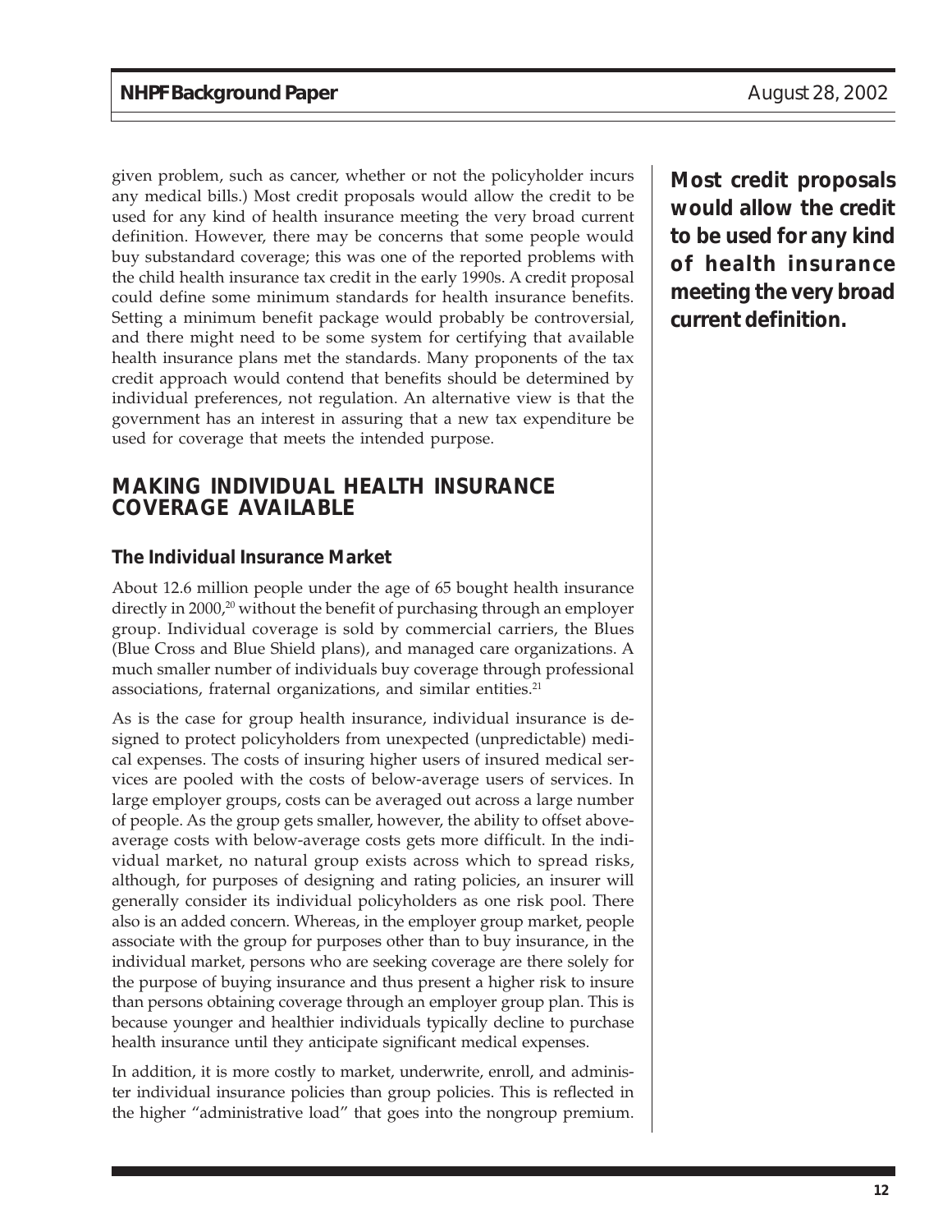given problem, such as cancer, whether or not the policyholder incurs any medical bills.) Most credit proposals would allow the credit to be used for any kind of health insurance meeting the very broad current definition. However, there may be concerns that some people would buy substandard coverage; this was one of the reported problems with the child health insurance tax credit in the early 1990s. A credit proposal could define some minimum standards for health insurance benefits. Setting a minimum benefit package would probably be controversial, and there might need to be some system for certifying that available health insurance plans met the standards. Many proponents of the tax credit approach would contend that benefits should be determined by individual preferences, not regulation. An alternative view is that the government has an interest in assuring that a new tax expenditure be used for coverage that meets the intended purpose.

**Most credit proposals would allow the credit to be used for any kind of health insurance meeting the very broad current definition.**

## MAKING INDIVIDUAL HEALTH INSURANCE COVERAGE AVAILABLE

### The Individual Insurance Market

About 12.6 million people under the age of 65 bought health insurance directly in 2000,[20] without the benefit of purchasing through an employer group. Individual coverage is sold by commercial carriers, the Blues (Blue Cross and Blue Shield plans), and managed care organizations. A much smaller number of individuals buy coverage through professional associations, fraternal organizations, and similar entities.[21]

As is the case for group health insurance, individual insurance is designed to protect policyholders from unexpected (unpredictable) medical expenses. The costs of insuring higher users of insured medical services are pooled with the costs of below-average users of services. In large employer groups, costs can be averaged out across a large number of people. As the group gets smaller, however, the ability to offset above-average costs with below-average costs gets more difficult. In the individual market, no natural group exists across which to spread risks, although, for purposes of designing and rating policies, an insurer will generally consider its individual policyholders as one risk pool. There also is an added concern. Whereas, in the employer group market, people associate with the group for purposes other than to buy insurance, in the individual market, persons who are seeking coverage are there solely for the purpose of buying insurance and thus present a higher risk to insure than persons obtaining coverage through an employer group plan. This is because younger and healthier individuals typically decline to purchase health insurance until they anticipate significant medical expenses.

In addition, it is more costly to market, underwrite, enroll, and administer individual insurance policies than group policies. This is reflected in the higher "administrative load" that goes into the nongroup premium.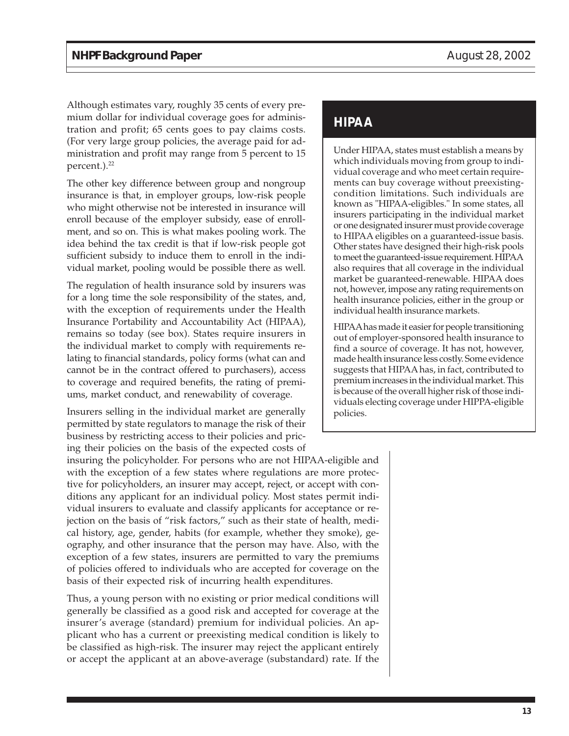Although estimates vary, roughly 35 cents of every premium dollar for individual coverage goes for administration and profit; 65 cents goes to pay claims costs. (For very large group policies, the average paid for administration and profit may range from 5 percent to 15 percent.).[22]

The other key difference between group and nongroup insurance is that, in employer groups, low-risk people who might otherwise not be interested in insurance will enroll because of the employer subsidy, ease of enrollment, and so on. This is what makes pooling work. The idea behind the tax credit is that if low-risk people got sufficient subsidy to induce them to enroll in the individual market, pooling would be possible there as well.

The regulation of health insurance sold by insurers was for a long time the sole responsibility of the states, and, with the exception of requirements under the Health Insurance Portability and Accountability Act (HIPAA), remains so today (see box). States require insurers in the individual market to comply with requirements relating to financial standards, policy forms (what can and cannot be in the contract offered to purchasers), access to coverage and required benefits, the rating of premiums, market conduct, and renewability of coverage.

Insurers selling in the individual market are generally permitted by state regulators to manage the risk of their business by restricting access to their policies and pricing their policies on the basis of the expected costs of insuring the policyholder. For persons who are not HIPAA-eligible and with the exception of a few states where regulations are more protective for policyholders, an insurer may accept, reject, or accept with conditions any applicant for an individual policy. Most states permit individual insurers to evaluate and classify applicants for acceptance or rejection on the basis of "risk factors," such as their state of health, medical history, age, gender, habits (for example, whether they smoke), geography, and other insurance that the person may have. Also, with the exception of a few states, insurers are permitted to vary the premiums of policies offered to individuals who are accepted for coverage on the basis of their expected risk of incurring health expenditures.

Thus, a young person with no existing or prior medical conditions will generally be classified as a good risk and accepted for coverage at the insurer's average (standard) premium for individual policies. An applicant who has a current or preexisting medical condition is likely to be classified as high-risk. The insurer may reject the applicant entirely or accept the applicant at an above-average (substandard) rate. If the

## HIPAA

Under HIPAA, states must establish a means by which individuals moving from group to individual coverage and who meet certain requirements can buy coverage without preexisting-condition limitations. Such individuals are known as "HIPAA-eligibles." In some states, all insurers participating in the individual market or one designated insurer must provide coverage to HIPAA eligibles on a guaranteed-issue basis. Other states have designed their high-risk pools to meet the guaranteed-issue requirement. HIPAA also requires that all coverage in the individual market be guaranteed-renewable. HIPAA does not, however, impose any rating requirements on health insurance policies, either in the group or individual health insurance markets.

HIPAA has made it easier for people transitioning out of employer-sponsored health insurance to find a source of coverage. It has not, however, made health insurance less costly. Some evidence suggests that HIPAA has, in fact, contributed to premium increases in the individual market. This is because of the overall higher risk of those individuals electing coverage under HIPPA-eligible policies.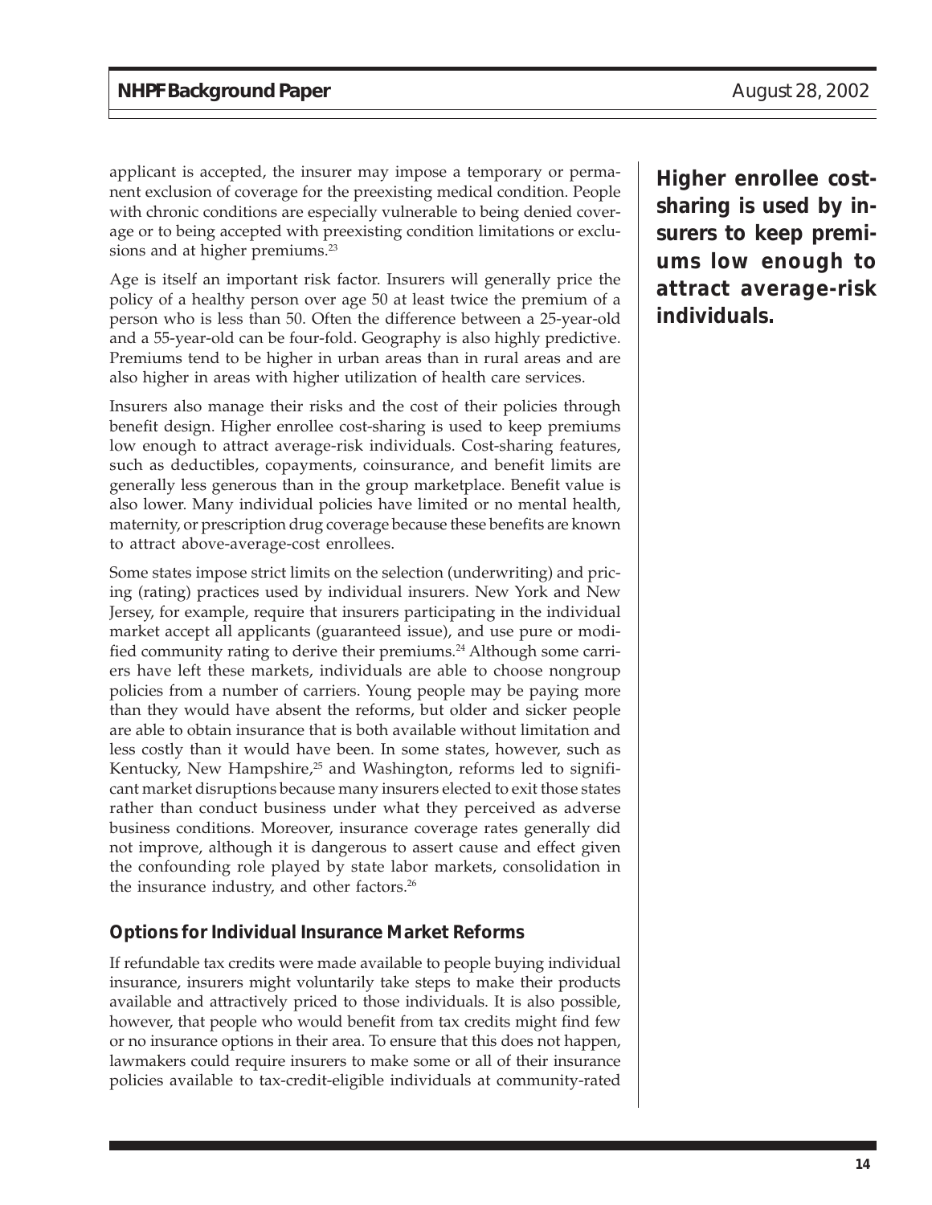applicant is accepted, the insurer may impose a temporary or permanent exclusion of coverage for the preexisting medical condition. People with chronic conditions are especially vulnerable to being denied coverage or to being accepted with preexisting condition limitations or exclusions and at higher premiums.[23]

Age is itself an important risk factor. Insurers will generally price the policy of a healthy person over age 50 at least twice the premium of a person who is less than 50. Often the difference between a 25-year-old and a 55-year-old can be four-fold. Geography is also highly predictive. Premiums tend to be higher in urban areas than in rural areas and are also higher in areas with higher utilization of health care services.

Insurers also manage their risks and the cost of their policies through benefit design. Higher enrollee cost-sharing is used to keep premiums low enough to attract average-risk individuals. Cost-sharing features, such as deductibles, copayments, coinsurance, and benefit limits are generally less generous than in the group marketplace. Benefit value is also lower. Many individual policies have limited or no mental health, maternity, or prescription drug coverage because these benefits are known to attract above-average-cost enrollees.

**Higher enrollee cost-sharing is used by insurers to keep premiums low enough to attract average-risk individuals.**

Some states impose strict limits on the selection (underwriting) and pricing (rating) practices used by individual insurers. New York and New Jersey, for example, require that insurers participating in the individual market accept all applicants (guaranteed issue), and use pure or modified community rating to derive their premiums.[24] Although some carriers have left these markets, individuals are able to choose nongroup policies from a number of carriers. Young people may be paying more than they would have absent the reforms, but older and sicker people are able to obtain insurance that is both available without limitation and less costly than it would have been. In some states, however, such as Kentucky, New Hampshire,[25] and Washington, reforms led to significant market disruptions because many insurers elected to exit those states rather than conduct business under what they perceived as adverse business conditions. Moreover, insurance coverage rates generally did not improve, although it is dangerous to assert cause and effect given the confounding role played by state labor markets, consolidation in the insurance industry, and other factors.[26]

### Options for Individual Insurance Market Reforms

If refundable tax credits were made available to people buying individual insurance, insurers might voluntarily take steps to make their products available and attractively priced to those individuals. It is also possible, however, that people who would benefit from tax credits might find few or no insurance options in their area. To ensure that this does not happen, lawmakers could require insurers to make some or all of their insurance policies available to tax-credit-eligible individuals at community-rated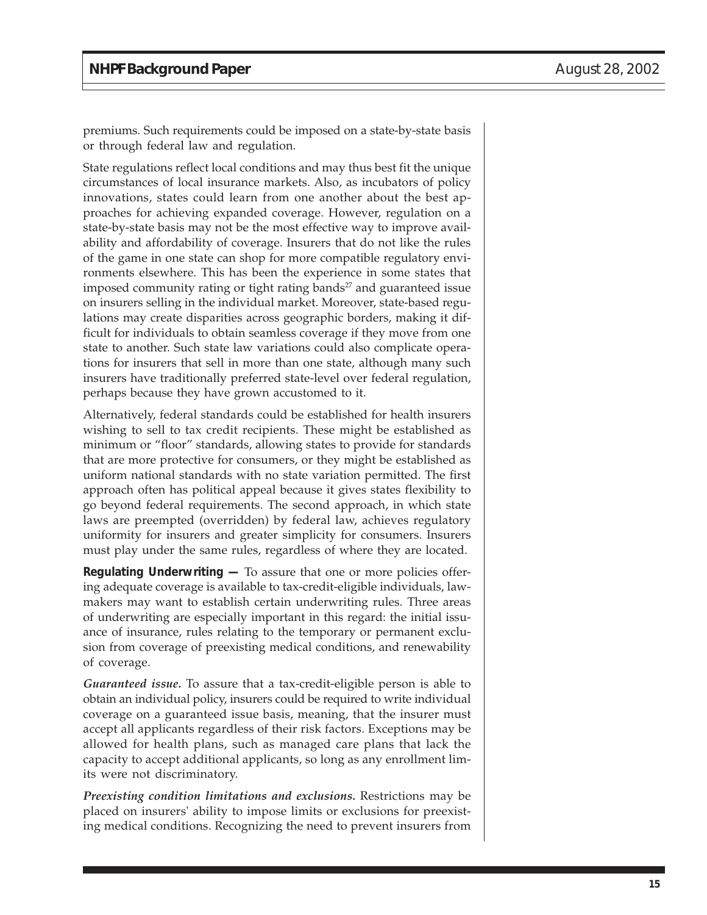premiums. Such requirements could be imposed on a state-by-state basis or through federal law and regulation.

State regulations reflect local conditions and may thus best fit the unique circumstances of local insurance markets. Also, as incubators of policy innovations, states could learn from one another about the best approaches for achieving expanded coverage. However, regulation on a state-by-state basis may not be the most effective way to improve availability and affordability of coverage. Insurers that do not like the rules of the game in one state can shop for more compatible regulatory environments elsewhere. This has been the experience in some states that imposed community rating or tight rating bands[27] and guaranteed issue on insurers selling in the individual market. Moreover, state-based regulations may create disparities across geographic borders, making it difficult for individuals to obtain seamless coverage if they move from one state to another. Such state law variations could also complicate operations for insurers that sell in more than one state, although many such insurers have traditionally preferred state-level over federal regulation, perhaps because they have grown accustomed to it.

Alternatively, federal standards could be established for health insurers wishing to sell to tax credit recipients. These might be established as minimum or "floor" standards, allowing states to provide for standards that are more protective for consumers, or they might be established as uniform national standards with no state variation permitted. The first approach often has political appeal because it gives states flexibility to go beyond federal requirements. The second approach, in which state laws are preempted (overridden) by federal law, achieves regulatory uniformity for insurers and greater simplicity for consumers. Insurers must play under the same rules, regardless of where they are located.

**Regulating Underwriting —** To assure that one or more policies offering adequate coverage is available to tax-credit-eligible individuals, lawmakers may want to establish certain underwriting rules. Three areas of underwriting are especially important in this regard: the initial issuance of insurance, rules relating to the temporary or permanent exclusion from coverage of preexisting medical conditions, and renewability of coverage.

***Guaranteed issue.*** To assure that a tax-credit-eligible person is able to obtain an individual policy, insurers could be required to write individual coverage on a guaranteed issue basis, meaning, that the insurer must accept all applicants regardless of their risk factors. Exceptions may be allowed for health plans, such as managed care plans that lack the capacity to accept additional applicants, so long as any enrollment limits were not discriminatory.

***Preexisting condition limitations and exclusions.*** Restrictions may be placed on insurers' ability to impose limits or exclusions for preexisting medical conditions. Recognizing the need to prevent insurers from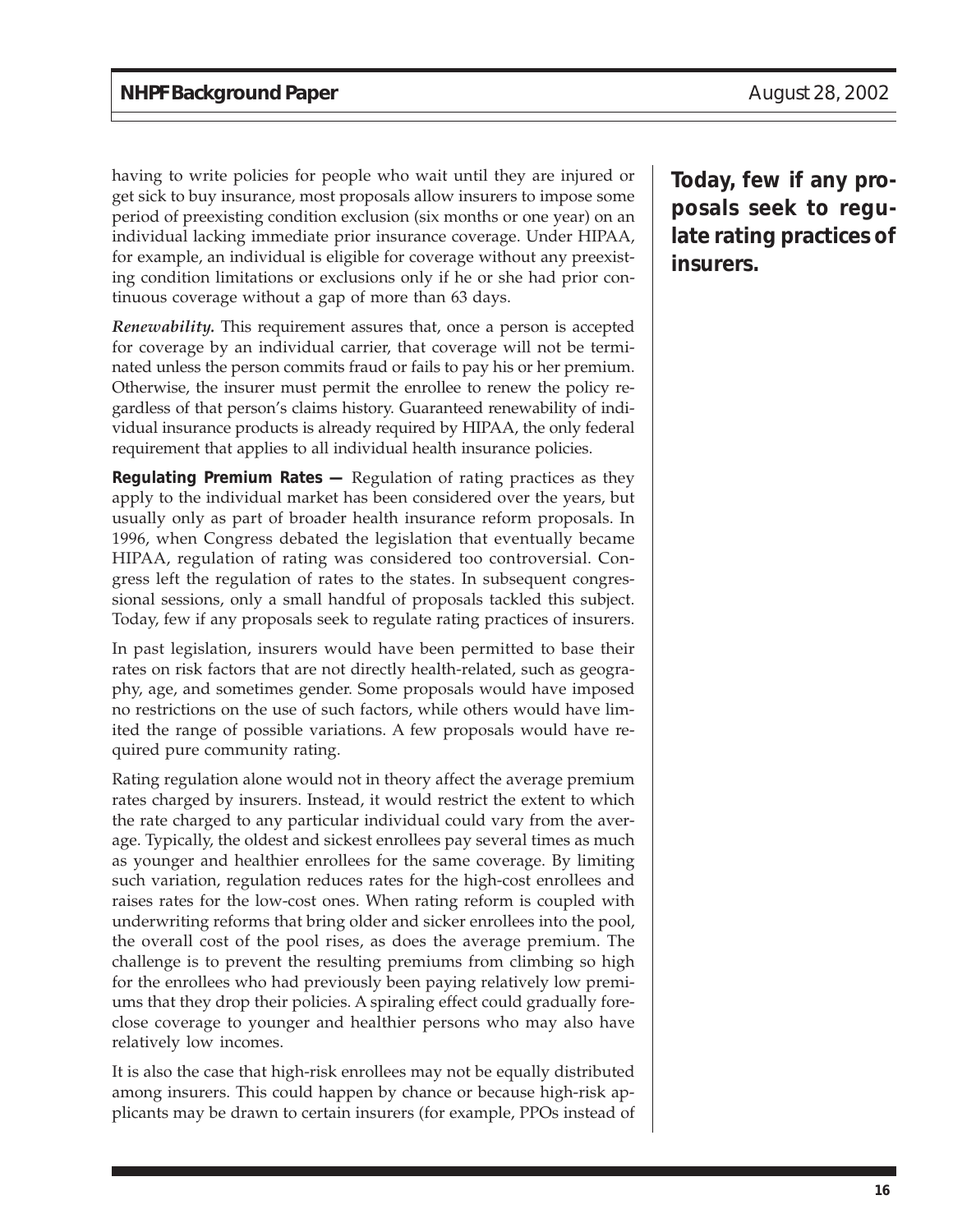having to write policies for people who wait until they are injured or get sick to buy insurance, most proposals allow insurers to impose some period of preexisting condition exclusion (six months or one year) on an individual lacking immediate prior insurance coverage. Under HIPAA, for example, an individual is eligible for coverage without any preexisting condition limitations or exclusions only if he or she had prior continuous coverage without a gap of more than 63 days.

*Renewability.* This requirement assures that, once a person is accepted for coverage by an individual carrier, that coverage will not be terminated unless the person commits fraud or fails to pay his or her premium. Otherwise, the insurer must permit the enrollee to renew the policy regardless of that person's claims history. Guaranteed renewability of individual insurance products is already required by HIPAA, the only federal requirement that applies to all individual health insurance policies.

**Regulating Premium Rates —** Regulation of rating practices as they apply to the individual market has been considered over the years, but usually only as part of broader health insurance reform proposals. In 1996, when Congress debated the legislation that eventually became HIPAA, regulation of rating was considered too controversial. Congress left the regulation of rates to the states. In subsequent congressional sessions, only a small handful of proposals tackled this subject. Today, few if any proposals seek to regulate rating practices of insurers.

**Today, few if any proposals seek to regulate rating practices of insurers.**

In past legislation, insurers would have been permitted to base their rates on risk factors that are not directly health-related, such as geography, age, and sometimes gender. Some proposals would have imposed no restrictions on the use of such factors, while others would have limited the range of possible variations. A few proposals would have required pure community rating.

Rating regulation alone would not in theory affect the average premium rates charged by insurers. Instead, it would restrict the extent to which the rate charged to any particular individual could vary from the average. Typically, the oldest and sickest enrollees pay several times as much as younger and healthier enrollees for the same coverage. By limiting such variation, regulation reduces rates for the high-cost enrollees and raises rates for the low-cost ones. When rating reform is coupled with underwriting reforms that bring older and sicker enrollees into the pool, the overall cost of the pool rises, as does the average premium. The challenge is to prevent the resulting premiums from climbing so high for the enrollees who had previously been paying relatively low premiums that they drop their policies. A spiraling effect could gradually foreclose coverage to younger and healthier persons who may also have relatively low incomes.

It is also the case that high-risk enrollees may not be equally distributed among insurers. This could happen by chance or because high-risk applicants may be drawn to certain insurers (for example, PPOs instead of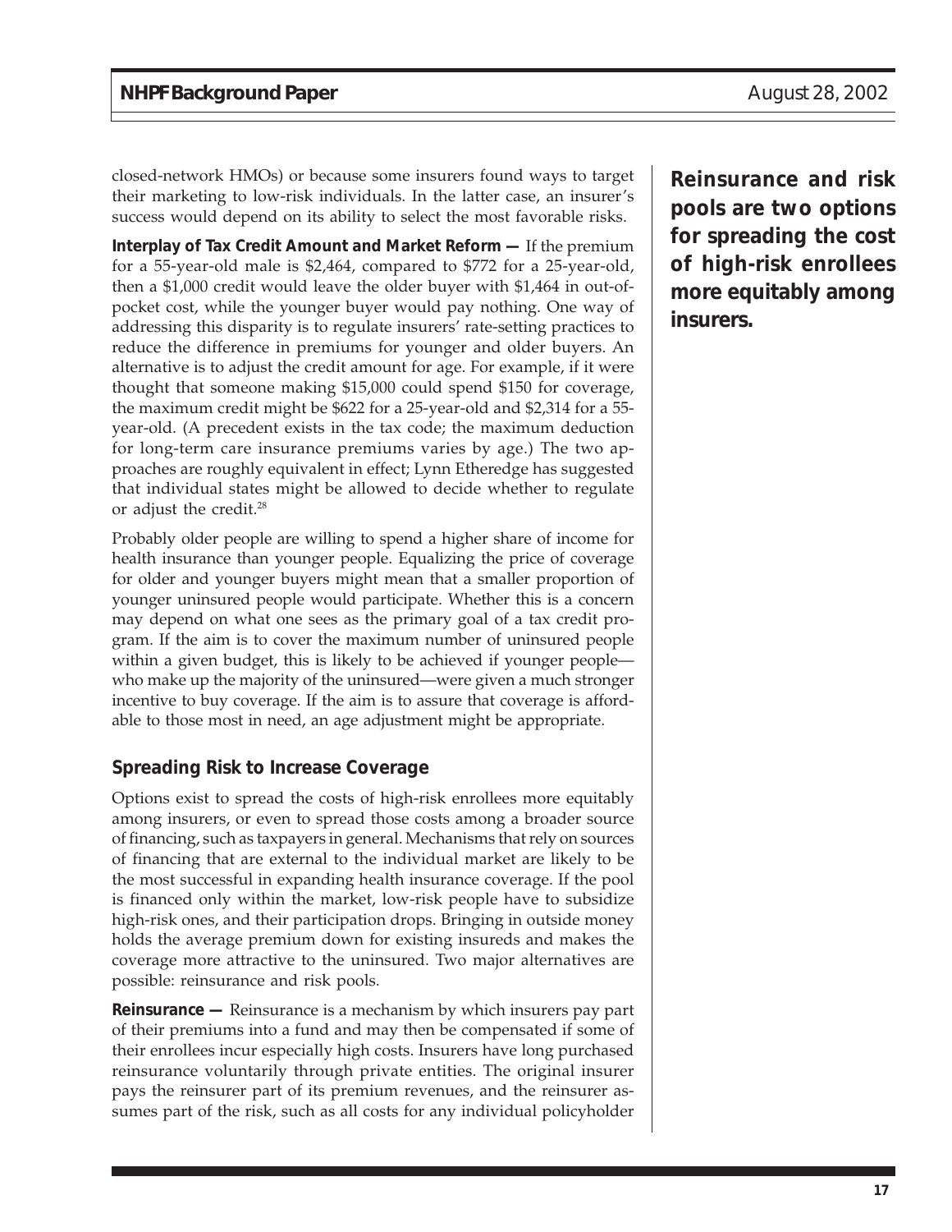closed-network HMOs) or because some insurers found ways to target their marketing to low-risk individuals. In the latter case, an insurer's success would depend on its ability to select the most favorable risks.

**Interplay of Tax Credit Amount and Market Reform —** If the premium for a 55-year-old male is $2,464, compared to $772 for a 25-year-old, then a $1,000 credit would leave the older buyer with $1,464 in out-of-pocket cost, while the younger buyer would pay nothing. One way of addressing this disparity is to regulate insurers' rate-setting practices to reduce the difference in premiums for younger and older buyers. An alternative is to adjust the credit amount for age. For example, if it were thought that someone making $15,000 could spend $150 for coverage, the maximum credit might be $622 for a 25-year-old and $2,314 for a 55-year-old. (A precedent exists in the tax code; the maximum deduction for long-term care insurance premiums varies by age.) The two approaches are roughly equivalent in effect; Lynn Etheredge has suggested that individual states might be allowed to decide whether to regulate or adjust the credit.[28]

Probably older people are willing to spend a higher share of income for health insurance than younger people. Equalizing the price of coverage for older and younger buyers might mean that a smaller proportion of younger uninsured people would participate. Whether this is a concern may depend on what one sees as the primary goal of a tax credit program. If the aim is to cover the maximum number of uninsured people within a given budget, this is likely to be achieved if younger people—who make up the majority of the uninsured—were given a much stronger incentive to buy coverage. If the aim is to assure that coverage is affordable to those most in need, an age adjustment might be appropriate.

## Spreading Risk to Increase Coverage

Options exist to spread the costs of high-risk enrollees more equitably among insurers, or even to spread those costs among a broader source of financing, such as taxpayers in general. Mechanisms that rely on sources of financing that are external to the individual market are likely to be the most successful in expanding health insurance coverage. If the pool is financed only within the market, low-risk people have to subsidize high-risk ones, and their participation drops. Bringing in outside money holds the average premium down for existing insureds and makes the coverage more attractive to the uninsured. Two major alternatives are possible: reinsurance and risk pools.

**Reinsurance —** Reinsurance is a mechanism by which insurers pay part of their premiums into a fund and may then be compensated if some of their enrollees incur especially high costs. Insurers have long purchased reinsurance voluntarily through private entities. The original insurer pays the reinsurer part of its premium revenues, and the reinsurer assumes part of the risk, such as all costs for any individual policyholder

**Reinsurance and risk pools are two options for spreading the cost of high-risk enrollees more equitably among insurers.**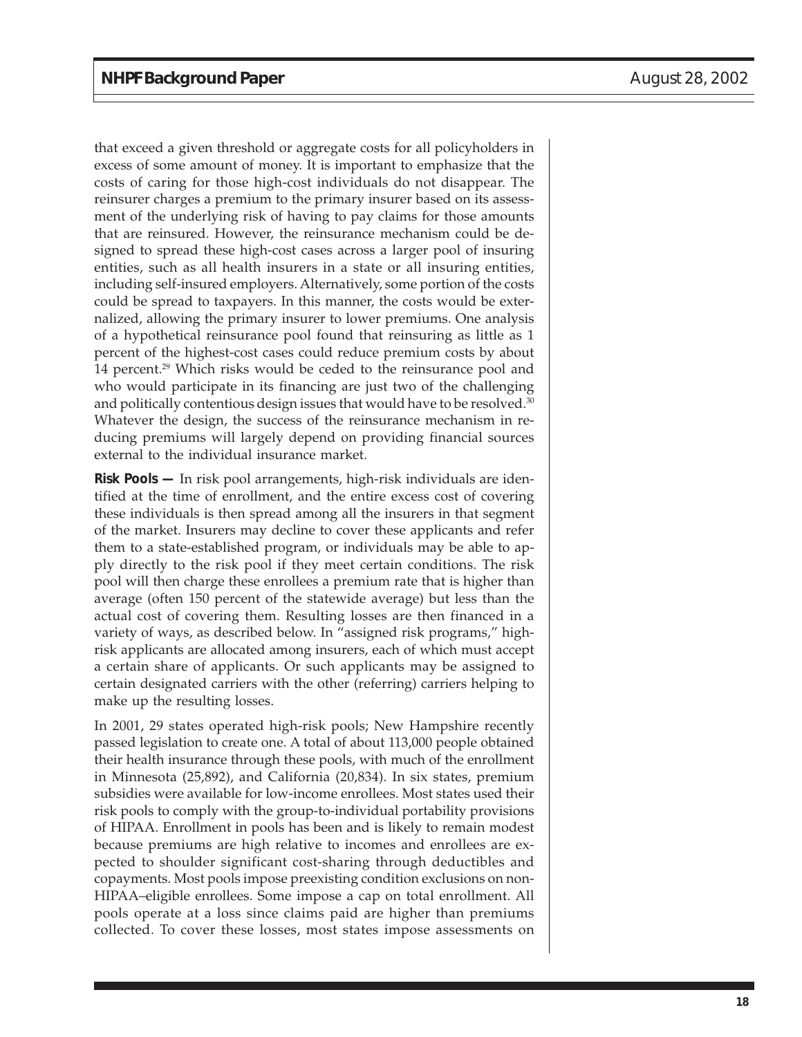that exceed a given threshold or aggregate costs for all policyholders in excess of some amount of money. It is important to emphasize that the costs of caring for those high-cost individuals do not disappear. The reinsurer charges a premium to the primary insurer based on its assessment of the underlying risk of having to pay claims for those amounts that are reinsured. However, the reinsurance mechanism could be designed to spread these high-cost cases across a larger pool of insuring entities, such as all health insurers in a state or all insuring entities, including self-insured employers. Alternatively, some portion of the costs could be spread to taxpayers. In this manner, the costs would be externalized, allowing the primary insurer to lower premiums. One analysis of a hypothetical reinsurance pool found that reinsuring as little as 1 percent of the highest-cost cases could reduce premium costs by about 14 percent.[29] Which risks would be ceded to the reinsurance pool and who would participate in its financing are just two of the challenging and politically contentious design issues that would have to be resolved.[30] Whatever the design, the success of the reinsurance mechanism in reducing premiums will largely depend on providing financial sources external to the individual insurance market.

**Risk Pools —** In risk pool arrangements, high-risk individuals are identified at the time of enrollment, and the entire excess cost of covering these individuals is then spread among all the insurers in that segment of the market. Insurers may decline to cover these applicants and refer them to a state-established program, or individuals may be able to apply directly to the risk pool if they meet certain conditions. The risk pool will then charge these enrollees a premium rate that is higher than average (often 150 percent of the statewide average) but less than the actual cost of covering them. Resulting losses are then financed in a variety of ways, as described below. In "assigned risk programs," high-risk applicants are allocated among insurers, each of which must accept a certain share of applicants. Or such applicants may be assigned to certain designated carriers with the other (referring) carriers helping to make up the resulting losses.

In 2001, 29 states operated high-risk pools; New Hampshire recently passed legislation to create one. A total of about 113,000 people obtained their health insurance through these pools, with much of the enrollment in Minnesota (25,892), and California (20,834). In six states, premium subsidies were available for low-income enrollees. Most states used their risk pools to comply with the group-to-individual portability provisions of HIPAA. Enrollment in pools has been and is likely to remain modest because premiums are high relative to incomes and enrollees are expected to shoulder significant cost-sharing through deductibles and copayments. Most pools impose preexisting condition exclusions on non-HIPAA–eligible enrollees. Some impose a cap on total enrollment. All pools operate at a loss since claims paid are higher than premiums collected. To cover these losses, most states impose assessments on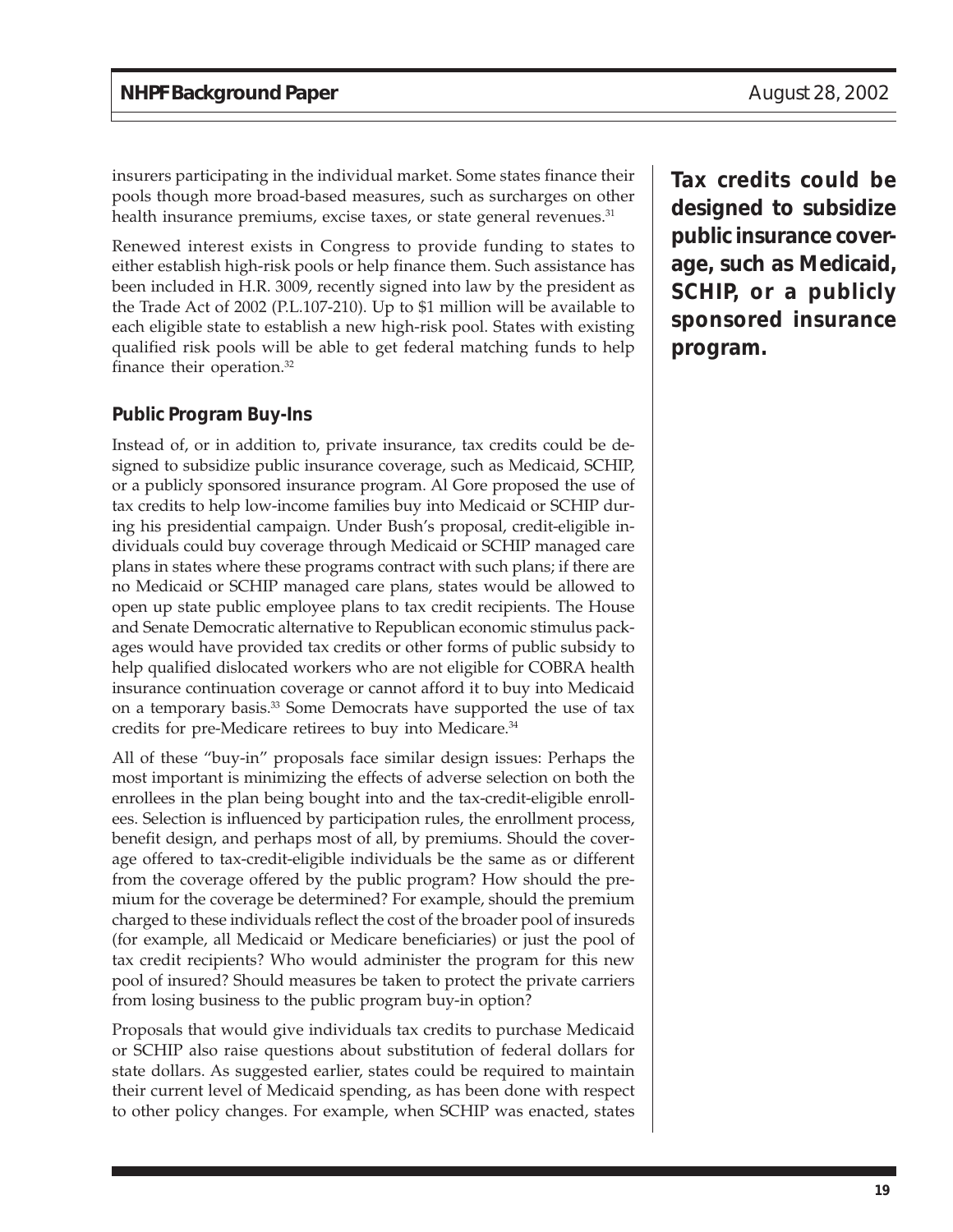insurers participating in the individual market. Some states finance their pools though more broad-based measures, such as surcharges on other health insurance premiums, excise taxes, or state general revenues.[31]

Renewed interest exists in Congress to provide funding to states to either establish high-risk pools or help finance them. Such assistance has been included in H.R. 3009, recently signed into law by the president as the Trade Act of 2002 (P.L.107-210). Up to $1 million will be available to each eligible state to establish a new high-risk pool. States with existing qualified risk pools will be able to get federal matching funds to help finance their operation.[32]

**Tax credits could be designed to subsidize public insurance coverage, such as Medicaid, SCHIP, or a publicly sponsored insurance program.**

### Public Program Buy-Ins

Instead of, or in addition to, private insurance, tax credits could be designed to subsidize public insurance coverage, such as Medicaid, SCHIP, or a publicly sponsored insurance program. Al Gore proposed the use of tax credits to help low-income families buy into Medicaid or SCHIP during his presidential campaign. Under Bush's proposal, credit-eligible individuals could buy coverage through Medicaid or SCHIP managed care plans in states where these programs contract with such plans; if there are no Medicaid or SCHIP managed care plans, states would be allowed to open up state public employee plans to tax credit recipients. The House and Senate Democratic alternative to Republican economic stimulus packages would have provided tax credits or other forms of public subsidy to help qualified dislocated workers who are not eligible for COBRA health insurance continuation coverage or cannot afford it to buy into Medicaid on a temporary basis.[33] Some Democrats have supported the use of tax credits for pre-Medicare retirees to buy into Medicare.[34]

All of these "buy-in" proposals face similar design issues: Perhaps the most important is minimizing the effects of adverse selection on both the enrollees in the plan being bought into and the tax-credit-eligible enrollees. Selection is influenced by participation rules, the enrollment process, benefit design, and perhaps most of all, by premiums. Should the coverage offered to tax-credit-eligible individuals be the same as or different from the coverage offered by the public program? How should the premium for the coverage be determined? For example, should the premium charged to these individuals reflect the cost of the broader pool of insureds (for example, all Medicaid or Medicare beneficiaries) or just the pool of tax credit recipients? Who would administer the program for this new pool of insured? Should measures be taken to protect the private carriers from losing business to the public program buy-in option?

Proposals that would give individuals tax credits to purchase Medicaid or SCHIP also raise questions about substitution of federal dollars for state dollars. As suggested earlier, states could be required to maintain their current level of Medicaid spending, as has been done with respect to other policy changes. For example, when SCHIP was enacted, states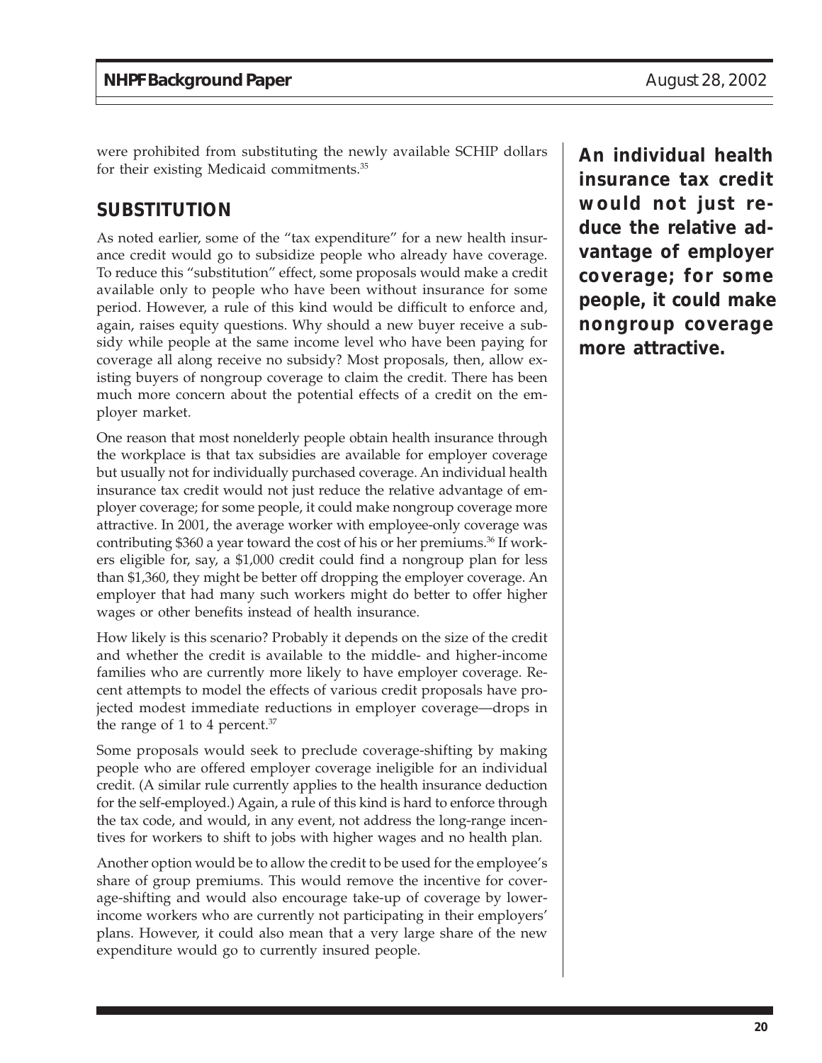were prohibited from substituting the newly available SCHIP dollars for their existing Medicaid commitments.[35]

## SUBSTITUTION

As noted earlier, some of the "tax expenditure" for a new health insurance credit would go to subsidize people who already have coverage. To reduce this "substitution" effect, some proposals would make a credit available only to people who have been without insurance for some period. However, a rule of this kind would be difficult to enforce and, again, raises equity questions. Why should a new buyer receive a subsidy while people at the same income level who have been paying for coverage all along receive no subsidy? Most proposals, then, allow existing buyers of nongroup coverage to claim the credit. There has been much more concern about the potential effects of a credit on the employer market.

**An individual health insurance tax credit would not just reduce the relative advantage of employer coverage; for some people, it could make nongroup coverage more attractive.**

One reason that most nonelderly people obtain health insurance through the workplace is that tax subsidies are available for employer coverage but usually not for individually purchased coverage. An individual health insurance tax credit would not just reduce the relative advantage of employer coverage; for some people, it could make nongroup coverage more attractive. In 2001, the average worker with employee-only coverage was contributing $360 a year toward the cost of his or her premiums.[36] If workers eligible for, say, a $1,000 credit could find a nongroup plan for less than $1,360, they might be better off dropping the employer coverage. An employer that had many such workers might do better to offer higher wages or other benefits instead of health insurance.

How likely is this scenario? Probably it depends on the size of the credit and whether the credit is available to the middle- and higher-income families who are currently more likely to have employer coverage. Recent attempts to model the effects of various credit proposals have projected modest immediate reductions in employer coverage—drops in the range of 1 to 4 percent.[37]

Some proposals would seek to preclude coverage-shifting by making people who are offered employer coverage ineligible for an individual credit. (A similar rule currently applies to the health insurance deduction for the self-employed.) Again, a rule of this kind is hard to enforce through the tax code, and would, in any event, not address the long-range incentives for workers to shift to jobs with higher wages and no health plan.

Another option would be to allow the credit to be used for the employee's share of group premiums. This would remove the incentive for coverage-shifting and would also encourage take-up of coverage by lower-income workers who are currently not participating in their employers' plans. However, it could also mean that a very large share of the new expenditure would go to currently insured people.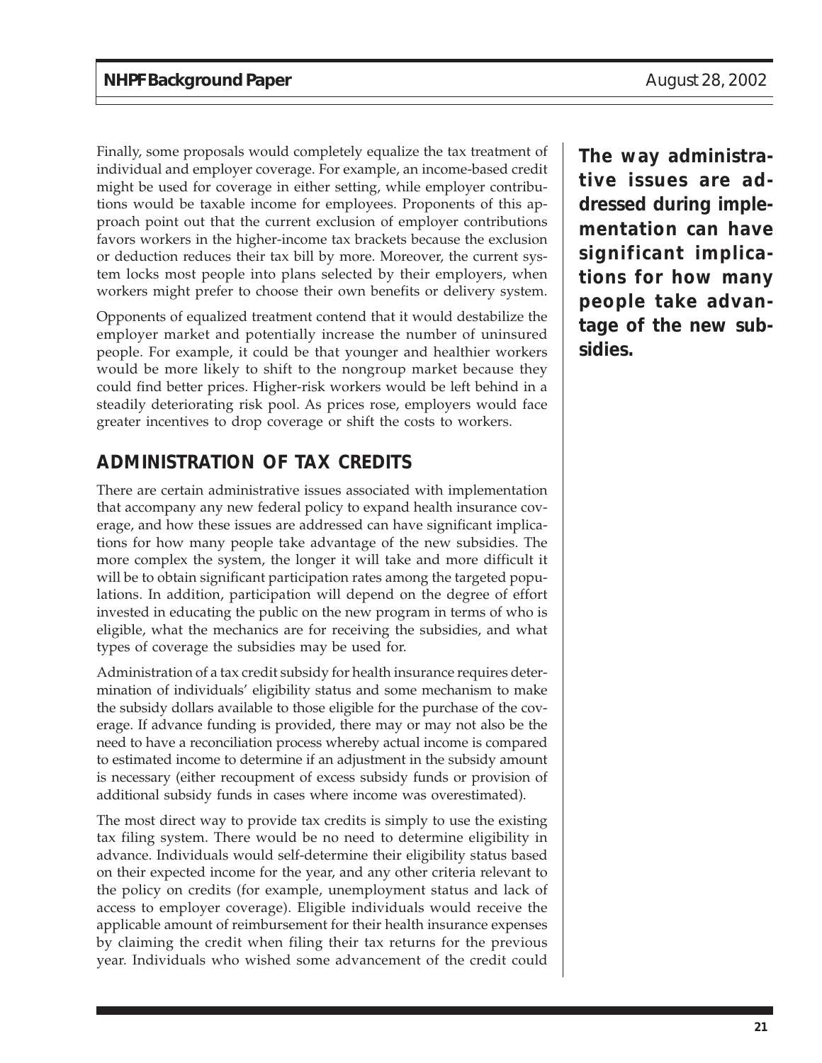Finally, some proposals would completely equalize the tax treatment of individual and employer coverage. For example, an income-based credit might be used for coverage in either setting, while employer contributions would be taxable income for employees. Proponents of this approach point out that the current exclusion of employer contributions favors workers in the higher-income tax brackets because the exclusion or deduction reduces their tax bill by more. Moreover, the current system locks most people into plans selected by their employers, when workers might prefer to choose their own benefits or delivery system.

Opponents of equalized treatment contend that it would destabilize the employer market and potentially increase the number of uninsured people. For example, it could be that younger and healthier workers would be more likely to shift to the nongroup market because they could find better prices. Higher-risk workers would be left behind in a steadily deteriorating risk pool. As prices rose, employers would face greater incentives to drop coverage or shift the costs to workers.

**The way administrative issues are addressed during implementation can have significant implications for how many people take advantage of the new subsidies.**

## ADMINISTRATION OF TAX CREDITS

There are certain administrative issues associated with implementation that accompany any new federal policy to expand health insurance coverage, and how these issues are addressed can have significant implications for how many people take advantage of the new subsidies. The more complex the system, the longer it will take and more difficult it will be to obtain significant participation rates among the targeted populations. In addition, participation will depend on the degree of effort invested in educating the public on the new program in terms of who is eligible, what the mechanics are for receiving the subsidies, and what types of coverage the subsidies may be used for.

Administration of a tax credit subsidy for health insurance requires determination of individuals' eligibility status and some mechanism to make the subsidy dollars available to those eligible for the purchase of the coverage. If advance funding is provided, there may or may not also be the need to have a reconciliation process whereby actual income is compared to estimated income to determine if an adjustment in the subsidy amount is necessary (either recoupment of excess subsidy funds or provision of additional subsidy funds in cases where income was overestimated).

The most direct way to provide tax credits is simply to use the existing tax filing system. There would be no need to determine eligibility in advance. Individuals would self-determine their eligibility status based on their expected income for the year, and any other criteria relevant to the policy on credits (for example, unemployment status and lack of access to employer coverage). Eligible individuals would receive the applicable amount of reimbursement for their health insurance expenses by claiming the credit when filing their tax returns for the previous year. Individuals who wished some advancement of the credit could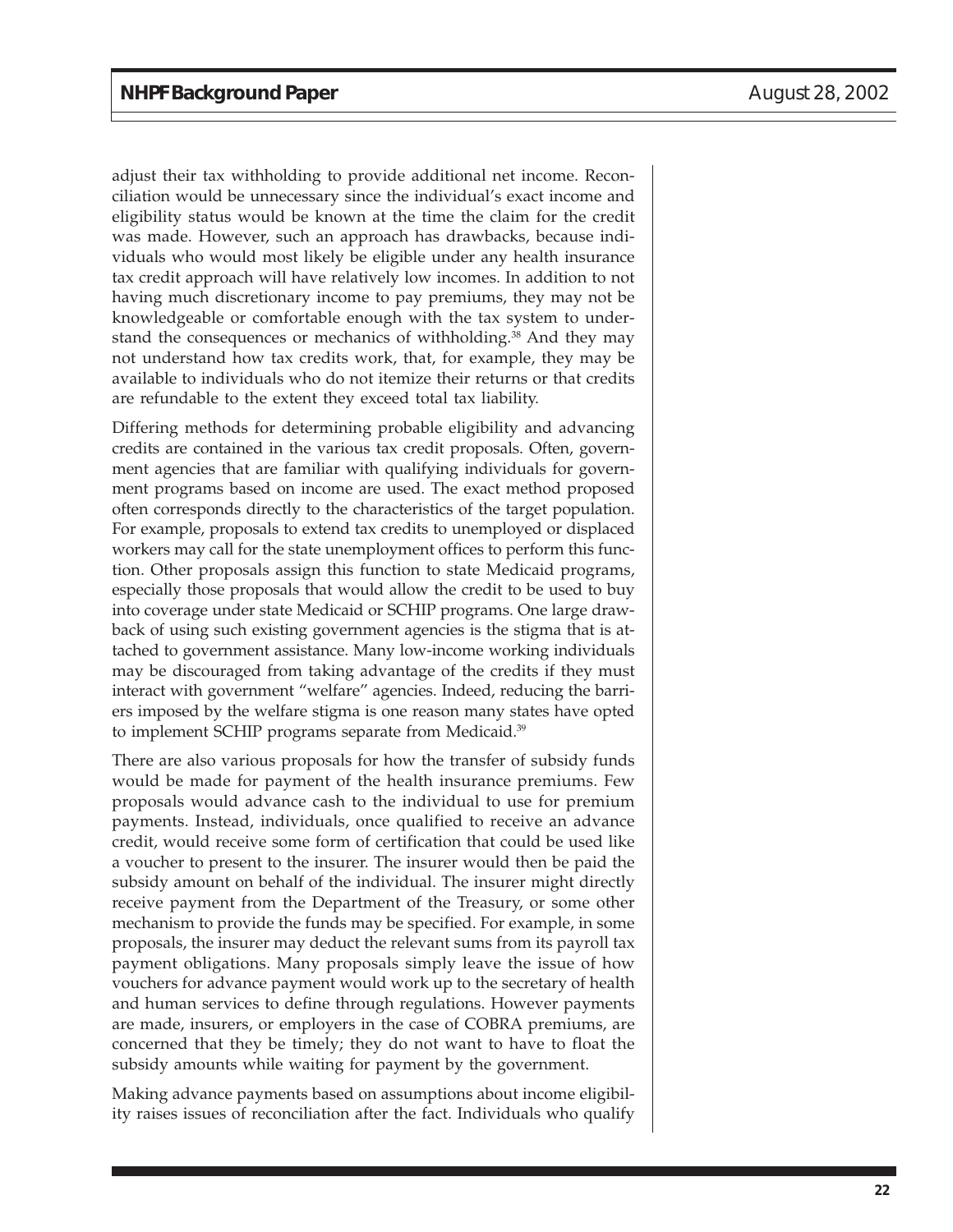adjust their tax withholding to provide additional net income. Reconciliation would be unnecessary since the individual's exact income and eligibility status would be known at the time the claim for the credit was made. However, such an approach has drawbacks, because individuals who would most likely be eligible under any health insurance tax credit approach will have relatively low incomes. In addition to not having much discretionary income to pay premiums, they may not be knowledgeable or comfortable enough with the tax system to understand the consequences or mechanics of withholding.[38] And they may not understand how tax credits work, that, for example, they may be available to individuals who do not itemize their returns or that credits are refundable to the extent they exceed total tax liability.

Differing methods for determining probable eligibility and advancing credits are contained in the various tax credit proposals. Often, government agencies that are familiar with qualifying individuals for government programs based on income are used. The exact method proposed often corresponds directly to the characteristics of the target population. For example, proposals to extend tax credits to unemployed or displaced workers may call for the state unemployment offices to perform this function. Other proposals assign this function to state Medicaid programs, especially those proposals that would allow the credit to be used to buy into coverage under state Medicaid or SCHIP programs. One large drawback of using such existing government agencies is the stigma that is attached to government assistance. Many low-income working individuals may be discouraged from taking advantage of the credits if they must interact with government "welfare" agencies. Indeed, reducing the barriers imposed by the welfare stigma is one reason many states have opted to implement SCHIP programs separate from Medicaid.[39]

There are also various proposals for how the transfer of subsidy funds would be made for payment of the health insurance premiums. Few proposals would advance cash to the individual to use for premium payments. Instead, individuals, once qualified to receive an advance credit, would receive some form of certification that could be used like a voucher to present to the insurer. The insurer would then be paid the subsidy amount on behalf of the individual. The insurer might directly receive payment from the Department of the Treasury, or some other mechanism to provide the funds may be specified. For example, in some proposals, the insurer may deduct the relevant sums from its payroll tax payment obligations. Many proposals simply leave the issue of how vouchers for advance payment would work up to the secretary of health and human services to define through regulations. However payments are made, insurers, or employers in the case of COBRA premiums, are concerned that they be timely; they do not want to have to float the subsidy amounts while waiting for payment by the government.

Making advance payments based on assumptions about income eligibility raises issues of reconciliation after the fact. Individuals who qualify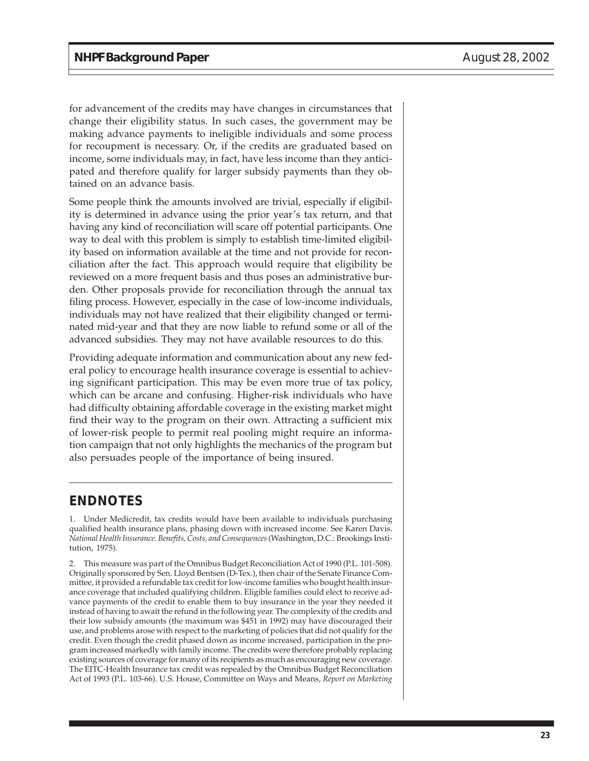for advancement of the credits may have changes in circumstances that change their eligibility status. In such cases, the government may be making advance payments to ineligible individuals and some process for recoupment is necessary. Or, if the credits are graduated based on income, some individuals may, in fact, have less income than they anticipated and therefore qualify for larger subsidy payments than they obtained on an advance basis.

Some people think the amounts involved are trivial, especially if eligibility is determined in advance using the prior year's tax return, and that having any kind of reconciliation will scare off potential participants. One way to deal with this problem is simply to establish time-limited eligibility based on information available at the time and not provide for reconciliation after the fact. This approach would require that eligibility be reviewed on a more frequent basis and thus poses an administrative burden. Other proposals provide for reconciliation through the annual tax filing process. However, especially in the case of low-income individuals, individuals may not have realized that their eligibility changed or terminated mid-year and that they are now liable to refund some or all of the advanced subsidies. They may not have available resources to do this.

Providing adequate information and communication about any new federal policy to encourage health insurance coverage is essential to achieving significant participation. This may be even more true of tax policy, which can be arcane and confusing. Higher-risk individuals who have had difficulty obtaining affordable coverage in the existing market might find their way to the program on their own. Attracting a sufficient mix of lower-risk people to permit real pooling might require an information campaign that not only highlights the mechanics of the program but also persuades people of the importance of being insured.

## ENDNOTES

1. Under Medicredit, tax credits would have been available to individuals purchasing qualified health insurance plans, phasing down with increased income. See Karen Davis. *National Health Insurance. Benefits, Costs, and Consequences* (Washington, D.C.: Brookings Institution, 1975).

2. This measure was part of the Omnibus Budget Reconciliation Act of 1990 (P.L. 101-508). Originally sponsored by Sen. Lloyd Bentsen (D-Tex.), then chair of the Senate Finance Committee, it provided a refundable tax credit for low-income families who bought health insurance coverage that included qualifying children. Eligible families could elect to receive advance payments of the credit to enable them to buy insurance in the year they needed it instead of having to await the refund in the following year. The complexity of the credits and their low subsidy amounts (the maximum was $451 in 1992) may have discouraged their use, and problems arose with respect to the marketing of policies that did not qualify for the credit. Even though the credit phased down as income increased, participation in the program increased markedly with family income. The credits were therefore probably replacing existing sources of coverage for many of its recipients as much as encouraging new coverage. The EITC-Health Insurance tax credit was repealed by the Omnibus Budget Reconciliation Act of 1993 (P.L. 103-66). U.S. House, Committee on Ways and Means, *Report on Marketing*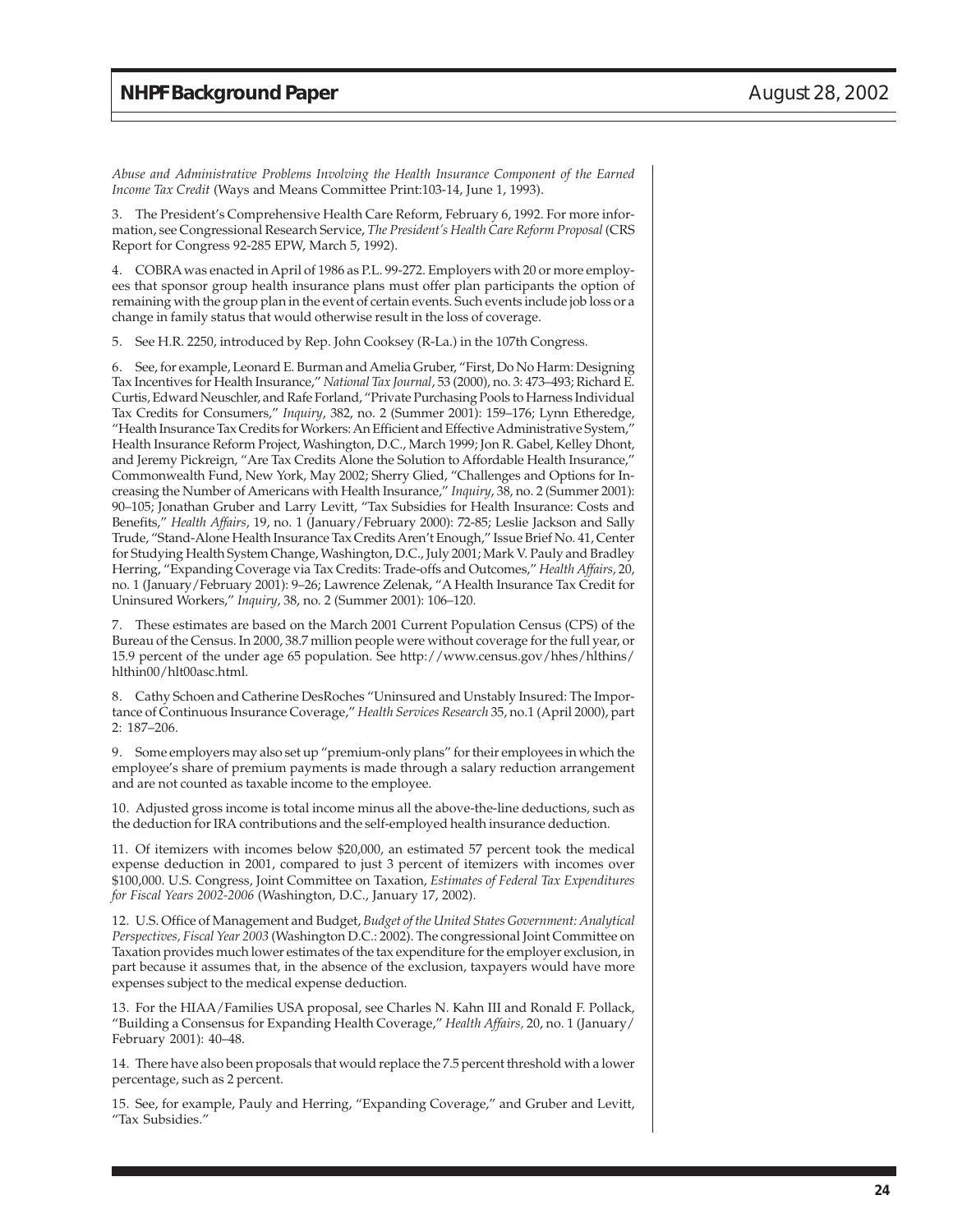*Abuse and Administrative Problems Involving the Health Insurance Component of the Earned Income Tax Credit* (Ways and Means Committee Print:103-14, June 1, 1993).

3. The President's Comprehensive Health Care Reform, February 6, 1992. For more information, see Congressional Research Service, *The President's Health Care Reform Proposal* (CRS Report for Congress 92-285 EPW, March 5, 1992).

4. COBRA was enacted in April of 1986 as P.L. 99-272. Employers with 20 or more employees that sponsor group health insurance plans must offer plan participants the option of remaining with the group plan in the event of certain events. Such events include job loss or a change in family status that would otherwise result in the loss of coverage.

5. See H.R. 2250, introduced by Rep. John Cooksey (R-La.) in the 107th Congress.

6. See, for example, Leonard E. Burman and Amelia Gruber, "First, Do No Harm: Designing Tax Incentives for Health Insurance," *National Tax Journal*, 53 (2000), no. 3: 473–493; Richard E. Curtis, Edward Neuschler, and Rafe Forland, "Private Purchasing Pools to Harness Individual Tax Credits for Consumers," *Inquiry*, 382, no. 2 (Summer 2001): 159–176; Lynn Etheredge, "Health Insurance Tax Credits for Workers: An Efficient and Effective Administrative System," Health Insurance Reform Project, Washington, D.C., March 1999; Jon R. Gabel, Kelley Dhont, and Jeremy Pickreign, "Are Tax Credits Alone the Solution to Affordable Health Insurance," Commonwealth Fund, New York, May 2002; Sherry Glied, "Challenges and Options for Increasing the Number of Americans with Health Insurance," *Inquiry*, 38, no. 2 (Summer 2001): 90–105; Jonathan Gruber and Larry Levitt, "Tax Subsidies for Health Insurance: Costs and Benefits," *Health Affairs*, 19, no. 1 (January/February 2000): 72-85; Leslie Jackson and Sally Trude, "Stand-Alone Health Insurance Tax Credits Aren't Enough," Issue Brief No. 41, Center for Studying Health System Change, Washington, D.C., July 2001; Mark V. Pauly and Bradley Herring, "Expanding Coverage via Tax Credits: Trade-offs and Outcomes," *Health Affairs*, 20, no. 1 (January/February 2001): 9–26; Lawrence Zelenak, "A Health Insurance Tax Credit for Uninsured Workers," *Inquiry*, 38, no. 2 (Summer 2001): 106–120.

7. These estimates are based on the March 2001 Current Population Census (CPS) of the Bureau of the Census. In 2000, 38.7 million people were without coverage for the full year, or 15.9 percent of the under age 65 population. See http://www.census.gov/hhes/hlthins/hlthin00/hlt00asc.html.

8. Cathy Schoen and Catherine DesRoches "Uninsured and Unstably Insured: The Importance of Continuous Insurance Coverage," *Health Services Research* 35, no.1 (April 2000), part 2: 187–206.

9. Some employers may also set up "premium-only plans" for their employees in which the employee's share of premium payments is made through a salary reduction arrangement and are not counted as taxable income to the employee.

10. Adjusted gross income is total income minus all the above-the-line deductions, such as the deduction for IRA contributions and the self-employed health insurance deduction.

11. Of itemizers with incomes below $20,000, an estimated 57 percent took the medical expense deduction in 2001, compared to just 3 percent of itemizers with incomes over $100,000. U.S. Congress, Joint Committee on Taxation, *Estimates of Federal Tax Expenditures for Fiscal Years 2002-2006* (Washington, D.C., January 17, 2002).

12. U.S. Office of Management and Budget, *Budget of the United States Government: Analytical Perspectives, Fiscal Year 2003* (Washington D.C.: 2002). The congressional Joint Committee on Taxation provides much lower estimates of the tax expenditure for the employer exclusion, in part because it assumes that, in the absence of the exclusion, taxpayers would have more expenses subject to the medical expense deduction.

13. For the HIAA/Families USA proposal, see Charles N. Kahn III and Ronald F. Pollack, "Building a Consensus for Expanding Health Coverage," *Health Affairs,* 20, no. 1 (January/February 2001): 40–48.

14. There have also been proposals that would replace the 7.5 percent threshold with a lower percentage, such as 2 percent.

15. See, for example, Pauly and Herring, "Expanding Coverage," and Gruber and Levitt, "Tax Subsidies."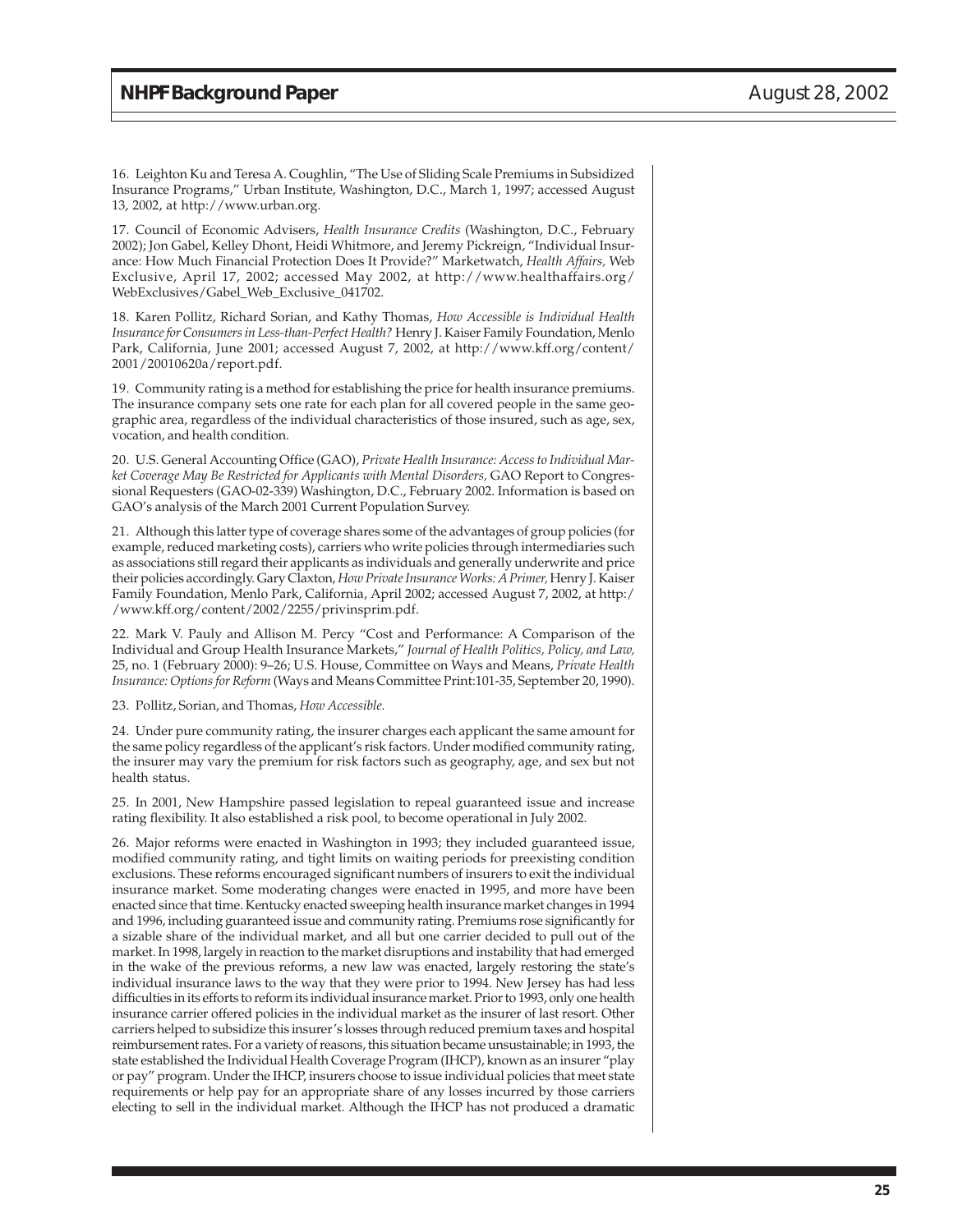16. Leighton Ku and Teresa A. Coughlin, "The Use of Sliding Scale Premiums in Subsidized Insurance Programs," Urban Institute, Washington, D.C., March 1, 1997; accessed August 13, 2002, at http://www.urban.org.

17. Council of Economic Advisers, *Health Insurance Credits* (Washington, D.C., February 2002); Jon Gabel, Kelley Dhont, Heidi Whitmore, and Jeremy Pickreign, "Individual Insurance: How Much Financial Protection Does It Provide?" Marketwatch, *Health Affairs,* Web Exclusive, April 17, 2002; accessed May 2002, at http://www.healthaffairs.org/WebExclusives/Gabel_Web_Exclusive_041702.

18. Karen Pollitz, Richard Sorian, and Kathy Thomas, *How Accessible is Individual Health Insurance for Consumers in Less-than-Perfect Health?* Henry J. Kaiser Family Foundation, Menlo Park, California, June 2001; accessed August 7, 2002, at http://www.kff.org/content/2001/20010620a/report.pdf.

19. Community rating is a method for establishing the price for health insurance premiums. The insurance company sets one rate for each plan for all covered people in the same geographic area, regardless of the individual characteristics of those insured, such as age, sex, vocation, and health condition.

20. U.S. General Accounting Office (GAO), *Private Health Insurance: Access to Individual Market Coverage May Be Restricted for Applicants with Mental Disorders,* GAO Report to Congressional Requesters (GAO-02-339) Washington, D.C., February 2002. Information is based on GAO's analysis of the March 2001 Current Population Survey.

21. Although this latter type of coverage shares some of the advantages of group policies (for example, reduced marketing costs), carriers who write policies through intermediaries such as associations still regard their applicants as individuals and generally underwrite and price their policies accordingly. Gary Claxton, *How Private Insurance Works: A Primer,* Henry J. Kaiser Family Foundation, Menlo Park, California, April 2002; accessed August 7, 2002, at http://www.kff.org/content/2002/2255/privinsprim.pdf.

22. Mark V. Pauly and Allison M. Percy "Cost and Performance: A Comparison of the Individual and Group Health Insurance Markets," *Journal of Health Politics, Policy, and Law,* 25, no. 1 (February 2000): 9–26; U.S. House, Committee on Ways and Means, *Private Health Insurance: Options for Reform* (Ways and Means Committee Print:101-35, September 20, 1990).

23. Pollitz, Sorian, and Thomas, *How Accessible.*

24. Under pure community rating, the insurer charges each applicant the same amount for the same policy regardless of the applicant's risk factors. Under modified community rating, the insurer may vary the premium for risk factors such as geography, age, and sex but not health status.

25. In 2001, New Hampshire passed legislation to repeal guaranteed issue and increase rating flexibility. It also established a risk pool, to become operational in July 2002.

26. Major reforms were enacted in Washington in 1993; they included guaranteed issue, modified community rating, and tight limits on waiting periods for preexisting condition exclusions. These reforms encouraged significant numbers of insurers to exit the individual insurance market. Some moderating changes were enacted in 1995, and more have been enacted since that time. Kentucky enacted sweeping health insurance market changes in 1994 and 1996, including guaranteed issue and community rating. Premiums rose significantly for a sizable share of the individual market, and all but one carrier decided to pull out of the market. In 1998, largely in reaction to the market disruptions and instability that had emerged in the wake of the previous reforms, a new law was enacted, largely restoring the state's individual insurance laws to the way that they were prior to 1994. New Jersey has had less difficulties in its efforts to reform its individual insurance market. Prior to 1993, only one health insurance carrier offered policies in the individual market as the insurer of last resort. Other carriers helped to subsidize this insurer's losses through reduced premium taxes and hospital reimbursement rates. For a variety of reasons, this situation became unsustainable; in 1993, the state established the Individual Health Coverage Program (IHCP), known as an insurer "play or pay" program. Under the IHCP, insurers choose to issue individual policies that meet state requirements or help pay for an appropriate share of any losses incurred by those carriers electing to sell in the individual market. Although the IHCP has not produced a dramatic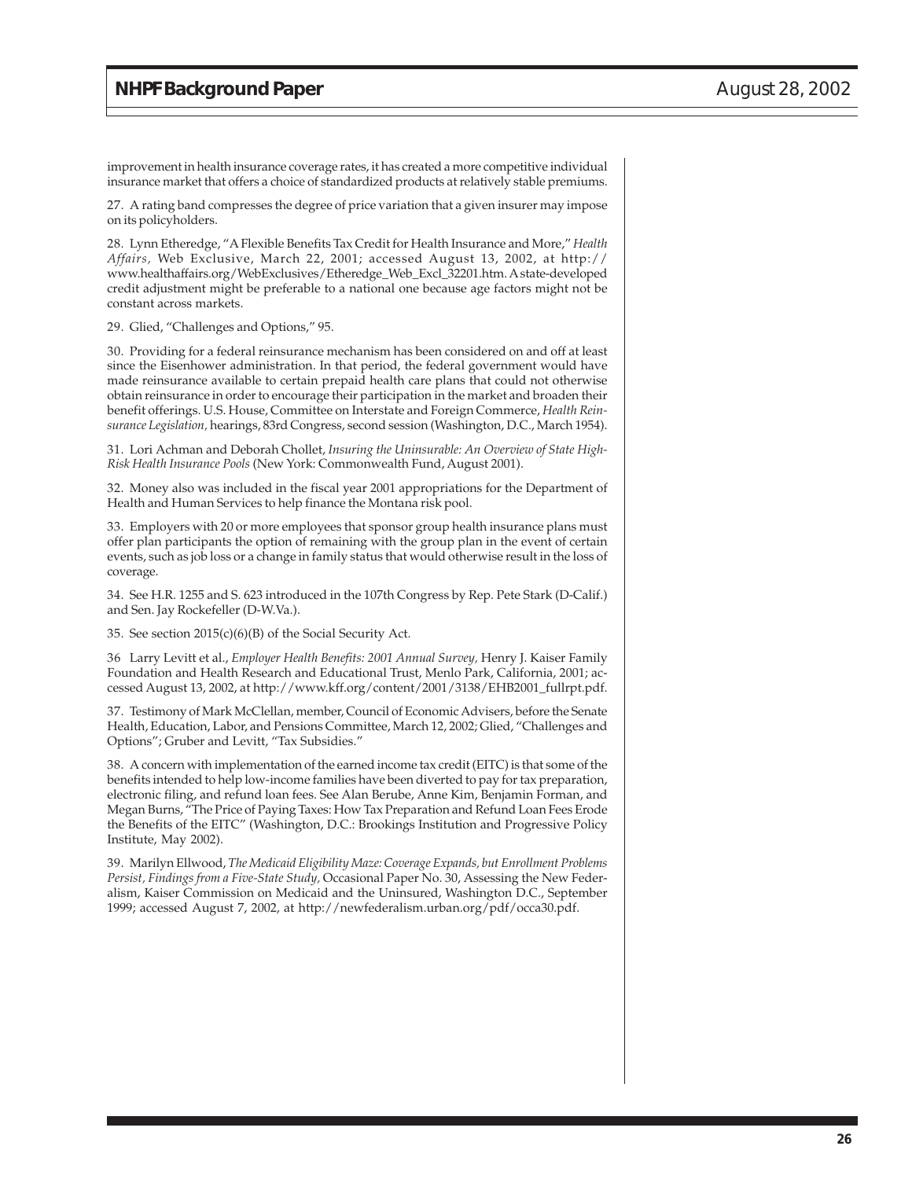improvement in health insurance coverage rates, it has created a more competitive individual insurance market that offers a choice of standardized products at relatively stable premiums.

27. A rating band compresses the degree of price variation that a given insurer may impose on its policyholders.

28. Lynn Etheredge, "A Flexible Benefits Tax Credit for Health Insurance and More," *Health Affairs,* Web Exclusive, March 22, 2001; accessed August 13, 2002, at http://www.healthaffairs.org/WebExclusives/Etheredge_Web_Excl_32201.htm. A state-developed credit adjustment might be preferable to a national one because age factors might not be constant across markets.

29. Glied, "Challenges and Options," 95.

30. Providing for a federal reinsurance mechanism has been considered on and off at least since the Eisenhower administration. In that period, the federal government would have made reinsurance available to certain prepaid health care plans that could not otherwise obtain reinsurance in order to encourage their participation in the market and broaden their benefit offerings. U.S. House, Committee on Interstate and Foreign Commerce, *Health Reinsurance Legislation,* hearings, 83rd Congress, second session (Washington, D.C., March 1954).

31. Lori Achman and Deborah Chollet, *Insuring the Uninsurable: An Overview of State High-Risk Health Insurance Pools* (New York: Commonwealth Fund, August 2001).

32. Money also was included in the fiscal year 2001 appropriations for the Department of Health and Human Services to help finance the Montana risk pool.

33. Employers with 20 or more employees that sponsor group health insurance plans must offer plan participants the option of remaining with the group plan in the event of certain events, such as job loss or a change in family status that would otherwise result in the loss of coverage.

34. See H.R. 1255 and S. 623 introduced in the 107th Congress by Rep. Pete Stark (D-Calif.) and Sen. Jay Rockefeller (D-W.Va.).

35. See section 2015(c)(6)(B) of the Social Security Act.

36 Larry Levitt et al., *Employer Health Benefits: 2001 Annual Survey,* Henry J. Kaiser Family Foundation and Health Research and Educational Trust, Menlo Park, California, 2001; accessed August 13, 2002, at http://www.kff.org/content/2001/3138/EHB2001_fullrpt.pdf.

37. Testimony of Mark McClellan, member, Council of Economic Advisers, before the Senate Health, Education, Labor, and Pensions Committee, March 12, 2002; Glied, "Challenges and Options"; Gruber and Levitt, "Tax Subsidies."

38. A concern with implementation of the earned income tax credit (EITC) is that some of the benefits intended to help low-income families have been diverted to pay for tax preparation, electronic filing, and refund loan fees. See Alan Berube, Anne Kim, Benjamin Forman, and Megan Burns, "The Price of Paying Taxes: How Tax Preparation and Refund Loan Fees Erode the Benefits of the EITC" (Washington, D.C.: Brookings Institution and Progressive Policy Institute, May 2002).

39. Marilyn Ellwood, *The Medicaid Eligibility Maze: Coverage Expands, but Enrollment Problems Persist, Findings from a Five-State Study,* Occasional Paper No. 30, Assessing the New Federalism, Kaiser Commission on Medicaid and the Uninsured, Washington D.C., September 1999; accessed August 7, 2002, at http://newfederalism.urban.org/pdf/occa30.pdf.